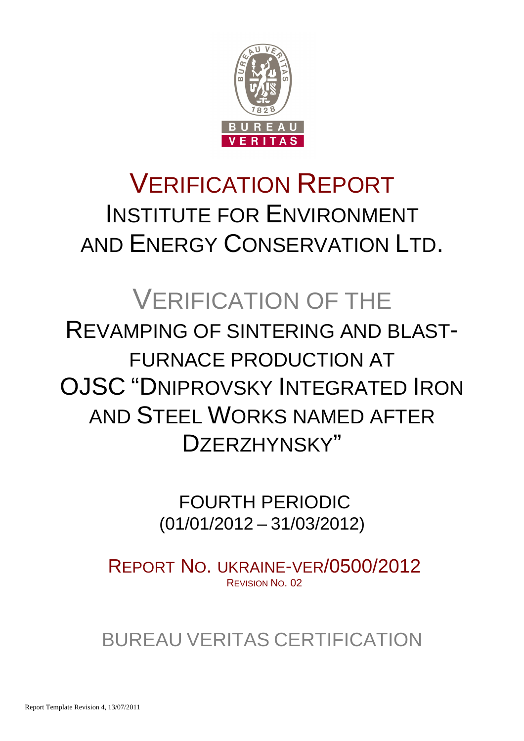# VERIFICATION REPORT

INSTITUTE FOR ENVIRONMENT AND ENERGY CONSERVATION LTD.

# VERIFICATION OF THE

REVAMPING OF SINTERING AND BLAST-FURNACE PRODUCTION AT OJSC "DNIPROVSKY INTEGRATED IRON AND STEEL WORKS NAMED AFTER DZERZHYNSKY"

FOURTH PERIODIC
(01/01/2012 – 31/03/2012)

REPORT NO. UKRAINE-VER/0500/2012
REVISION NO. 02

BUREAU VERITAS CERTIFICATION

Report Template Revision 4, 13/07/2011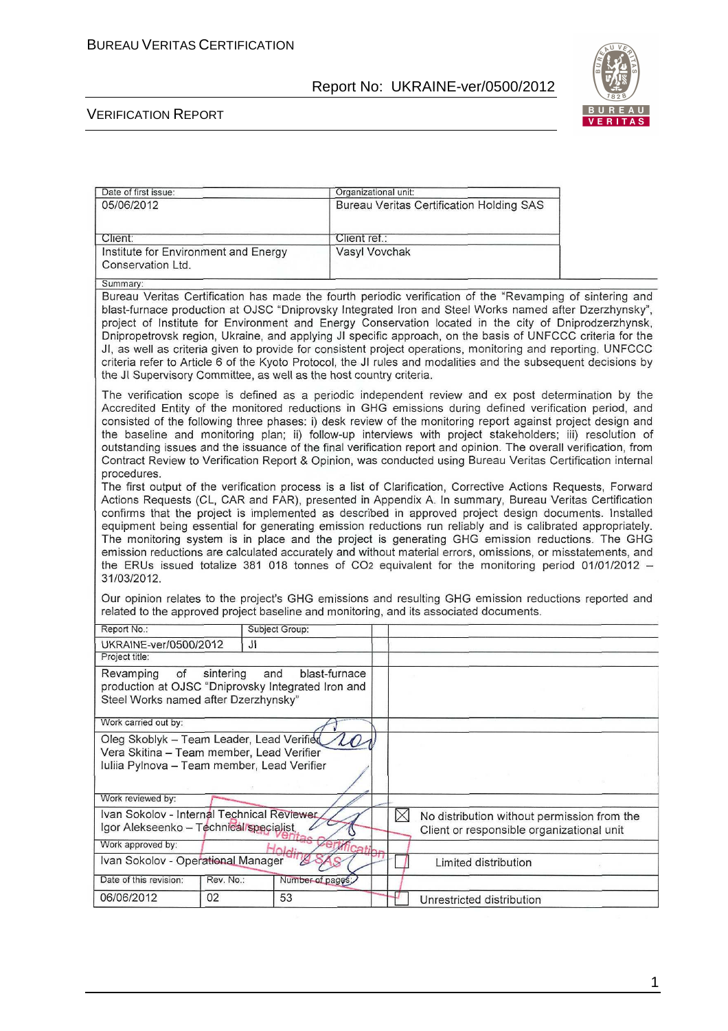| Date of first issue: | Organizational unit: |
| --- | --- |
| 05/06/2012 | Bureau Veritas Certification Holding SAS |
| Client: | Client ref.: |
| Institute for Environment and Energy Conservation Ltd. | Vasyl Vovchak |

Summary:

Bureau Veritas Certification has made the fourth periodic verification of the "Revamping of sintering and blast-furnace production at OJSC "Dniprovsky Integrated Iron and Steel Works named after Dzerzhynsky", project of Institute for Environment and Energy Conservation located in the city of Dniprodzerzhynsk, Dnipropetrovsk region, Ukraine, and applying JI specific approach, on the basis of UNFCCC criteria for the JI, as well as criteria given to provide for consistent project operations, monitoring and reporting. UNFCCC criteria refer to Article 6 of the Kyoto Protocol, the JI rules and modalities and the subsequent decisions by the JI Supervisory Committee, as well as the host country criteria.

The verification scope is defined as a periodic independent review and ex post determination by the Accredited Entity of the monitored reductions in GHG emissions during defined verification period, and consisted of the following three phases: i) desk review of the monitoring report against project design and the baseline and monitoring plan; ii) follow-up interviews with project stakeholders; iii) resolution of outstanding issues and the issuance of the final verification report and opinion. The overall verification, from Contract Review to Verification Report & Opinion, was conducted using Bureau Veritas Certification internal procedures.

The first output of the verification process is a list of Clarification, Corrective Actions Requests, Forward Actions Requests (CL, CAR and FAR), presented in Appendix A. In summary, Bureau Veritas Certification confirms that the project is implemented as described in approved project design documents. Installed equipment being essential for generating emission reductions run reliably and is calibrated appropriately. The monitoring system is in place and the project is generating GHG emission reductions. The GHG emission reductions are calculated accurately and without material errors, omissions, or misstatements, and the ERUs issued totalize 381 018 tonnes of $CO_2$ equivalent for the monitoring period 01/01/2012 – 31/03/2012.

Our opinion relates to the project's GHG emissions and resulting GHG emission reductions reported and related to the approved project baseline and monitoring, and its associated documents.

| Report No.: | Subject Group: | |
| --- | --- | --- |
| UKRAINE-ver/0500/2012 | JI | |
| Project title: | | |
| Revamping of sintering and blast-furnace production at OJSC "Dniprovsky Integrated Iron and Steel Works named after Dzerzhynsky" | | |
| Work carried out by: | | |
| Oleg Skoblyk – Team Leader, Lead Verifier<br>Vera Skitina – Team member, Lead Verifier<br>Iuliia Pylnova – Team member, Lead Verifier | | |
| Work reviewed by: | | |
| Ivan Sokolov - Internal Technical Reviewer<br>Igor Alekseenko – Technical specialist | | ☒ No distribution without permission from the Client or responsible organizational unit |
| Work approved by: | | |
| Ivan Sokolov - Operational Manager | | ☐ Limited distribution |
| Date of this revision: | Rev. No.: | Number of pages: |
| 06/06/2012 | 02 | 53 |
| | | ☐ Unrestricted distribution |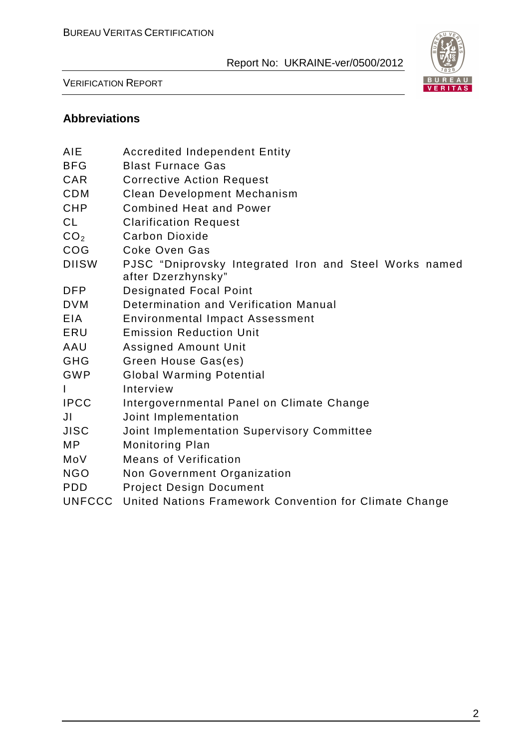## Abbreviations

| | |
|---|---|
| AIE | Accredited Independent Entity |
| BFG | Blast Furnace Gas |
| CAR | Corrective Action Request |
| CDM | Clean Development Mechanism |
| CHP | Combined Heat and Power |
| CL | Clarification Request |
| $CO_2$ | Carbon Dioxide |
| COG | Coke Oven Gas |
| DIISW | PJSC "Dniprovsky Integrated Iron and Steel Works named after Dzerzhynsky" |
| DFP | Designated Focal Point |
| DVM | Determination and Verification Manual |
| EIA | Environmental Impact Assessment |
| ERU | Emission Reduction Unit |
| AAU | Assigned Amount Unit |
| GHG | Green House Gas(es) |
| GWP | Global Warming Potential |
| I | Interview |
| IPCC | Intergovernmental Panel on Climate Change |
| JI | Joint Implementation |
| JISC | Joint Implementation Supervisory Committee |
| MP | Monitoring Plan |
| MoV | Means of Verification |
| NGO | Non Government Organization |
| PDD | Project Design Document |
| UNFCCC | United Nations Framework Convention for Climate Change |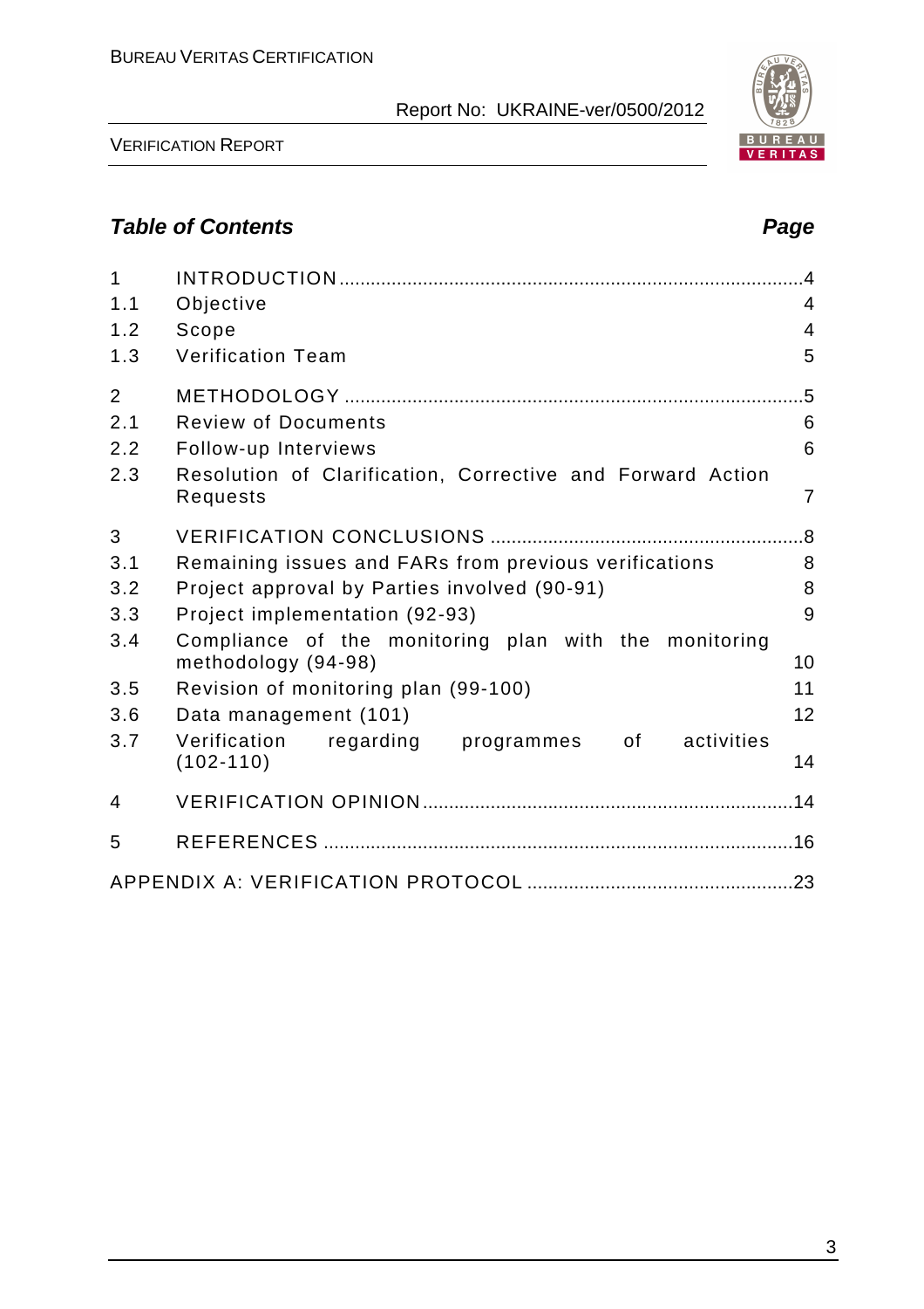## *Table of Contents* *Page*

| | | |
|---|---|---|
| 1 | INTRODUCTION | 4 |
| 1.1 | Objective | 4 |
| 1.2 | Scope | 4 |
| 1.3 | Verification Team | 5 |
| 2 | METHODOLOGY | 5 |
| 2.1 | Review of Documents | 6 |
| 2.2 | Follow-up Interviews | 6 |
| 2.3 | Resolution of Clarification, Corrective and Forward Action Requests | 7 |
| 3 | VERIFICATION CONCLUSIONS | 8 |
| 3.1 | Remaining issues and FARs from previous verifications | 8 |
| 3.2 | Project approval by Parties involved (90-91) | 8 |
| 3.3 | Project implementation (92-93) | 9 |
| 3.4 | Compliance of the monitoring plan with the monitoring methodology (94-98) | 10 |
| 3.5 | Revision of monitoring plan (99-100) | 11 |
| 3.6 | Data management (101) | 12 |
| 3.7 | Verification regarding programmes of activities (102-110) | 14 |
| 4 | VERIFICATION OPINION | 14 |
| 5 | REFERENCES | 16 |
| | APPENDIX A: VERIFICATION PROTOCOL | 23 |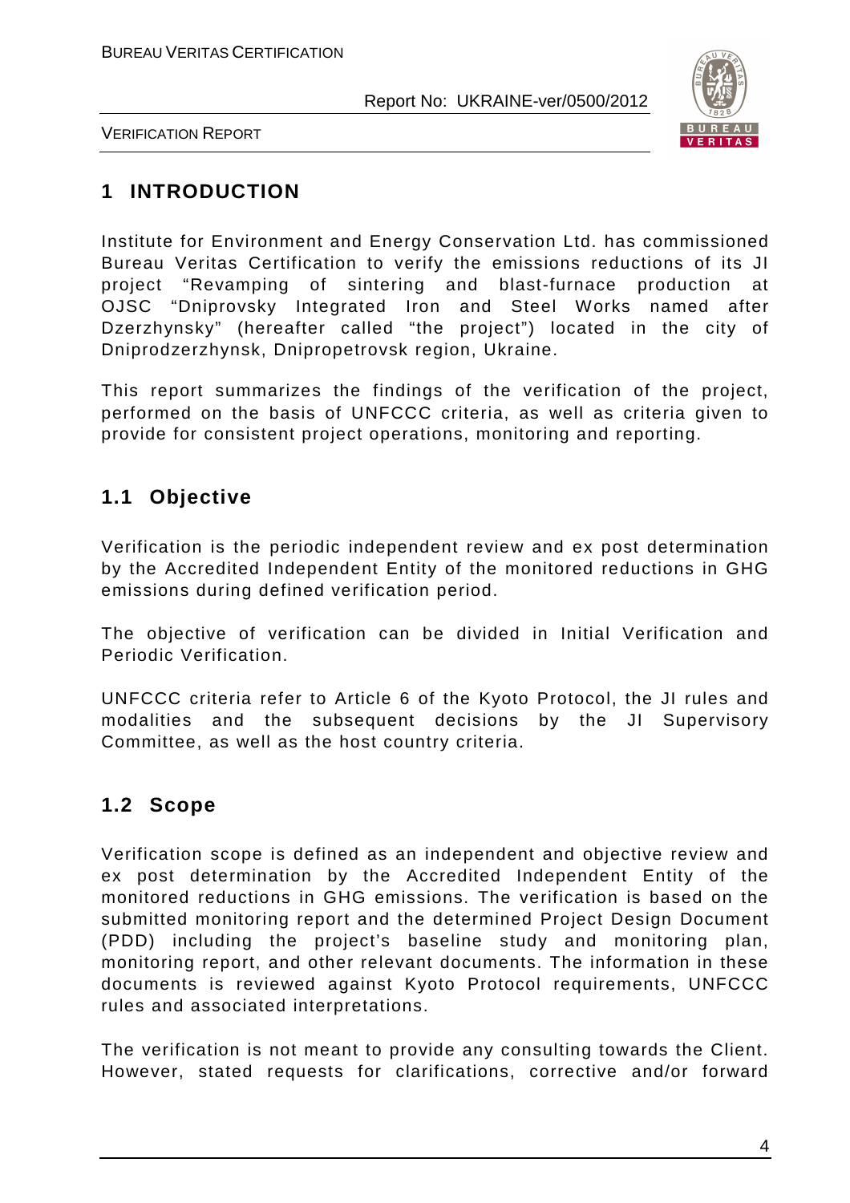# 1 INTRODUCTION

Institute for Environment and Energy Conservation Ltd. has commissioned Bureau Veritas Certification to verify the emissions reductions of its JI project "Revamping of sintering and blast-furnace production at OJSC "Dniprovsky Integrated Iron and Steel Works named after Dzerzhynsky" (hereafter called "the project") located in the city of Dniprodzerzhynsk, Dnipropetrovsk region, Ukraine.

This report summarizes the findings of the verification of the project, performed on the basis of UNFCCC criteria, as well as criteria given to provide for consistent project operations, monitoring and reporting.

## 1.1 Objective

Verification is the periodic independent review and ex post determination by the Accredited Independent Entity of the monitored reductions in GHG emissions during defined verification period.

The objective of verification can be divided in Initial Verification and Periodic Verification.

UNFCCC criteria refer to Article 6 of the Kyoto Protocol, the JI rules and modalities and the subsequent decisions by the JI Supervisory Committee, as well as the host country criteria.

## 1.2 Scope

Verification scope is defined as an independent and objective review and ex post determination by the Accredited Independent Entity of the monitored reductions in GHG emissions. The verification is based on the submitted monitoring report and the determined Project Design Document (PDD) including the project's baseline study and monitoring plan, monitoring report, and other relevant documents. The information in these documents is reviewed against Kyoto Protocol requirements, UNFCCC rules and associated interpretations.

The verification is not meant to provide any consulting towards the Client. However, stated requests for clarifications, corrective and/or forward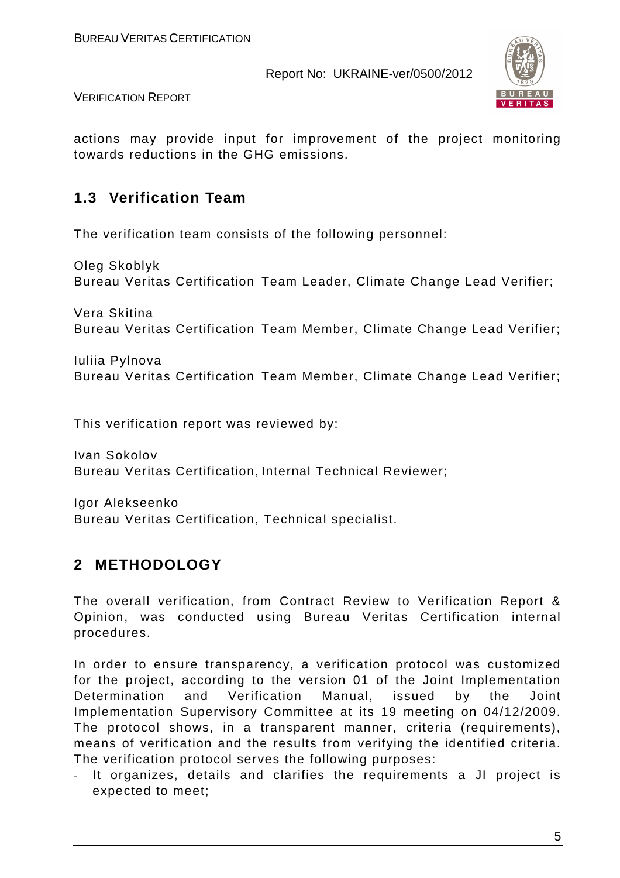actions may provide input for improvement of the project monitoring towards reductions in the GHG emissions.

## 1.3 Verification Team

The verification team consists of the following personnel:

Oleg Skoblyk
Bureau Veritas Certification Team Leader, Climate Change Lead Verifier;

Vera Skitina
Bureau Veritas Certification Team Member, Climate Change Lead Verifier;

Iuliia Pylnova
Bureau Veritas Certification Team Member, Climate Change Lead Verifier;

This verification report was reviewed by:

Ivan Sokolov
Bureau Veritas Certification, Internal Technical Reviewer;

Igor Alekseenko
Bureau Veritas Certification, Technical specialist.

# 2 METHODOLOGY

The overall verification, from Contract Review to Verification Report & Opinion, was conducted using Bureau Veritas Certification internal procedures.

In order to ensure transparency, a verification protocol was customized for the project, according to the version 01 of the Joint Implementation Determination and Verification Manual, issued by the Joint Implementation Supervisory Committee at its 19 meeting on 04/12/2009. The protocol shows, in a transparent manner, criteria (requirements), means of verification and the results from verifying the identified criteria. The verification protocol serves the following purposes:

- It organizes, details and clarifies the requirements a JI project is expected to meet;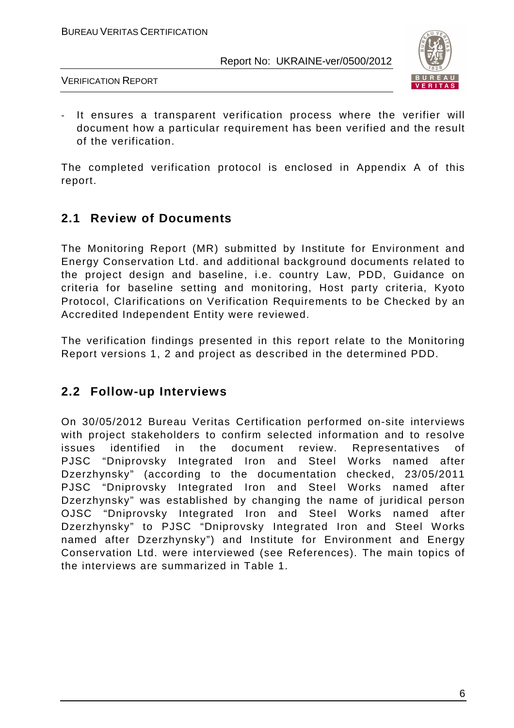- It ensures a transparent verification process where the verifier will document how a particular requirement has been verified and the result of the verification.

The completed verification protocol is enclosed in Appendix A of this report.

## 2.1 Review of Documents

The Monitoring Report (MR) submitted by Institute for Environment and Energy Conservation Ltd. and additional background documents related to the project design and baseline, i.e. country Law, PDD, Guidance on criteria for baseline setting and monitoring, Host party criteria, Kyoto Protocol, Clarifications on Verification Requirements to be Checked by an Accredited Independent Entity were reviewed.

The verification findings presented in this report relate to the Monitoring Report versions 1, 2 and project as described in the determined PDD.

## 2.2 Follow-up Interviews

On 30/05/2012 Bureau Veritas Certification performed on-site interviews with project stakeholders to confirm selected information and to resolve issues identified in the document review. Representatives of PJSC "Dniprovsky Integrated Iron and Steel Works named after Dzerzhynsky" (according to the documentation checked, 23/05/2011 PJSC "Dniprovsky Integrated Iron and Steel Works named after Dzerzhynsky" was established by changing the name of juridical person OJSC "Dniprovsky Integrated Iron and Steel Works named after Dzerzhynsky" to PJSC "Dniprovsky Integrated Iron and Steel Works named after Dzerzhynsky") and Institute for Environment and Energy Conservation Ltd. were interviewed (see References). The main topics of the interviews are summarized in Table 1.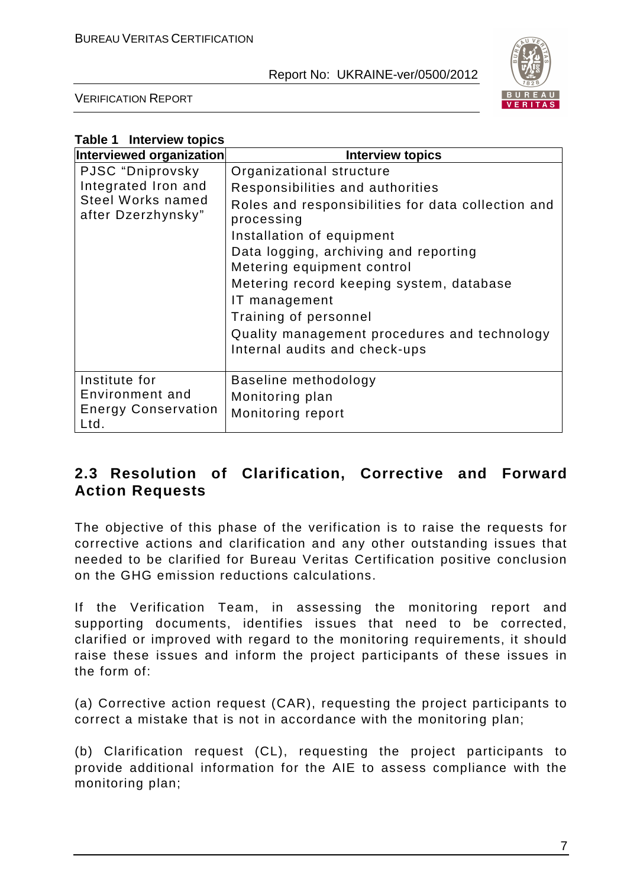**Table 1 Interview topics**

| Interviewed organization | Interview topics |
|---|---|
| PJSC "Dniprovsky Integrated Iron and Steel Works named after Dzerzhynsky" | Organizational structure<br>Responsibilities and authorities<br>Roles and responsibilities for data collection and processing<br>Installation of equipment<br>Data logging, archiving and reporting<br>Metering equipment control<br>Metering record keeping system, database<br>IT management<br>Training of personnel<br>Quality management procedures and technology<br>Internal audits and check-ups |
| Institute for Environment and Energy Conservation Ltd. | Baseline methodology<br>Monitoring plan<br>Monitoring report |

## 2.3 Resolution of Clarification, Corrective and Forward Action Requests

The objective of this phase of the verification is to raise the requests for corrective actions and clarification and any other outstanding issues that needed to be clarified for Bureau Veritas Certification positive conclusion on the GHG emission reductions calculations.

If the Verification Team, in assessing the monitoring report and supporting documents, identifies issues that need to be corrected, clarified or improved with regard to the monitoring requirements, it should raise these issues and inform the project participants of these issues in the form of:

(a) Corrective action request (CAR), requesting the project participants to correct a mistake that is not in accordance with the monitoring plan;

(b) Clarification request (CL), requesting the project participants to provide additional information for the AIE to assess compliance with the monitoring plan;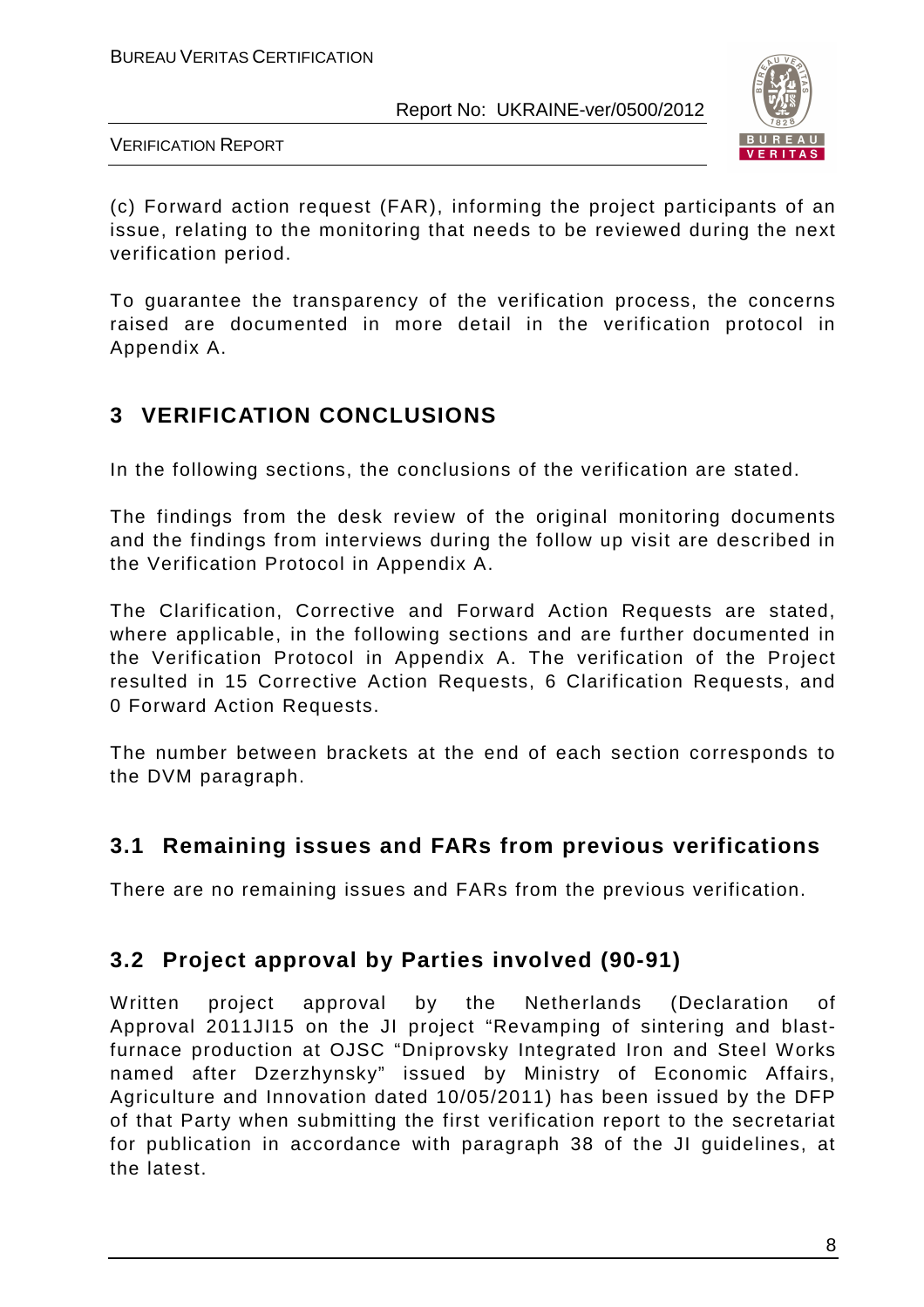(c) Forward action request (FAR), informing the project participants of an issue, relating to the monitoring that needs to be reviewed during the next verification period.

To guarantee the transparency of the verification process, the concerns raised are documented in more detail in the verification protocol in Appendix A.

# 3 VERIFICATION CONCLUSIONS

In the following sections, the conclusions of the verification are stated.

The findings from the desk review of the original monitoring documents and the findings from interviews during the follow up visit are described in the Verification Protocol in Appendix A.

The Clarification, Corrective and Forward Action Requests are stated, where applicable, in the following sections and are further documented in the Verification Protocol in Appendix A. The verification of the Project resulted in 15 Corrective Action Requests, 6 Clarification Requests, and 0 Forward Action Requests.

The number between brackets at the end of each section corresponds to the DVM paragraph.

## 3.1 Remaining issues and FARs from previous verifications

There are no remaining issues and FARs from the previous verification.

## 3.2 Project approval by Parties involved (90-91)

Written project approval by the Netherlands (Declaration of Approval 2011JI15 on the JI project "Revamping of sintering and blast-furnace production at OJSC "Dniprovsky Integrated Iron and Steel Works named after Dzerzhynsky" issued by Ministry of Economic Affairs, Agriculture and Innovation dated 10/05/2011) has been issued by the DFP of that Party when submitting the first verification report to the secretariat for publication in accordance with paragraph 38 of the JI guidelines, at the latest.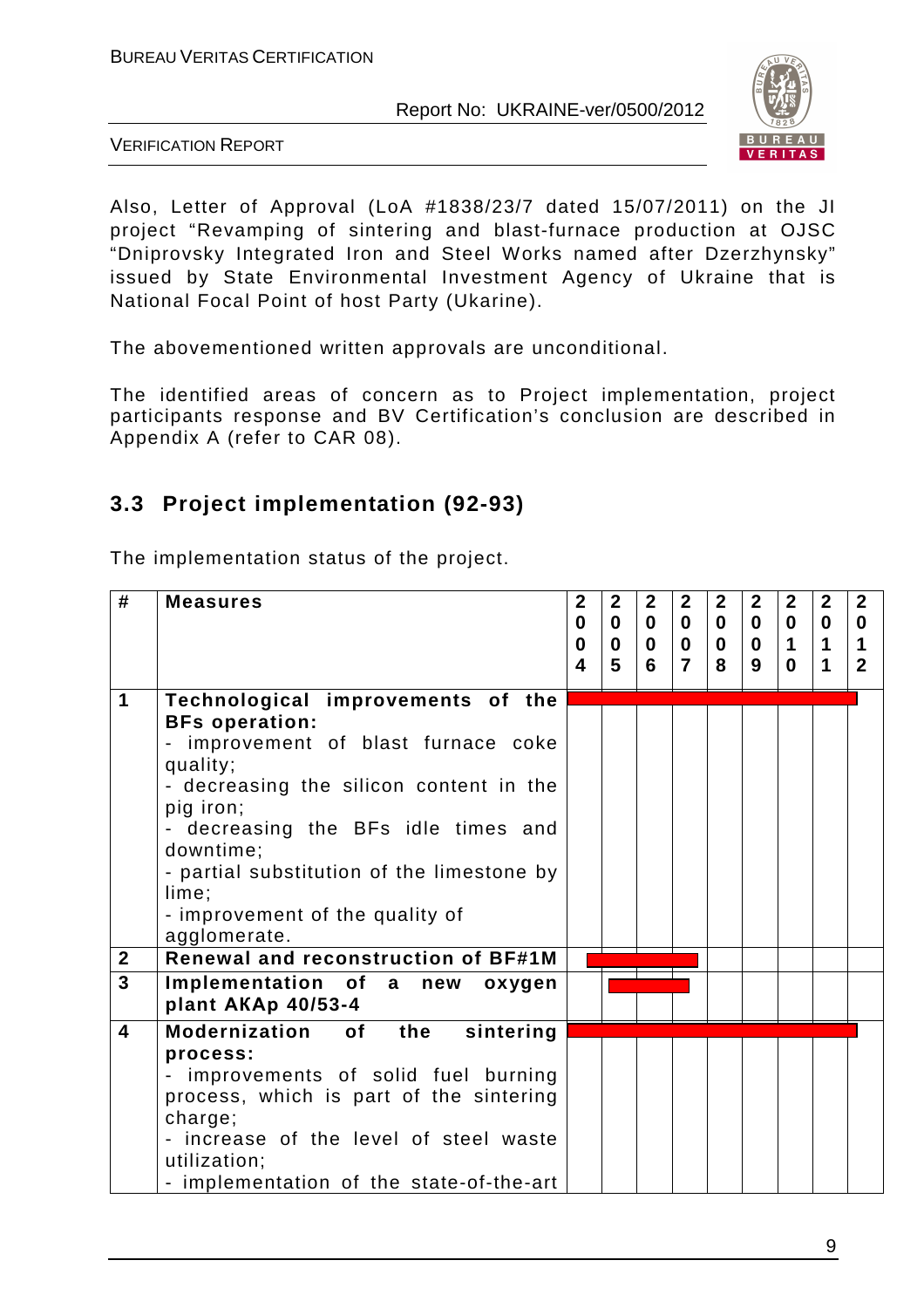Also, Letter of Approval (LoA #1838/23/7 dated 15/07/2011) on the JI project "Revamping of sintering and blast-furnace production at OJSC "Dniprovsky Integrated Iron and Steel Works named after Dzerzhynsky" issued by State Environmental Investment Agency of Ukraine that is National Focal Point of host Party (Ukarine).

The abovementioned written approvals are unconditional.

The identified areas of concern as to Project implementation, project participants response and BV Certification's conclusion are described in Appendix A (refer to CAR 08).

## 3.3 Project implementation (92-93)

The implementation status of the project.

| # | Measures | 2004 | 2005 | 2006 | 2007 | 2008 | 2009 | 2010 | 2011 | 2012 |
|---|---|---|---|---|---|---|---|---|---|---|
| 1 | **Technological improvements of the BFs operation:**<br>- improvement of blast furnace coke quality;<br>- decreasing the silicon content in the pig iron;<br>- decreasing the BFs idle times and downtime;<br>- partial substitution of the limestone by lime;<br>- improvement of the quality of agglomerate. | ■ | ■ | ■ | ■ | ■ | ■ | ■ | ■ | |
| 2 | **Renewal and reconstruction of BF#1M** | ■ | ■ | ■ | | | | | | |
| 3 | **Implementation of a new oxygen plant AKAp 40/53-4** | | ■ | ■ | | | | | | |
| 4 | **Modernization of the sintering process:**<br>- improvements of solid fuel burning process, which is part of the sintering charge;<br>- increase of the level of steel waste utilization;<br>- implementation of the state-of-the-art | ■ | ■ | ■ | ■ | ■ | ■ | ■ | ■ | |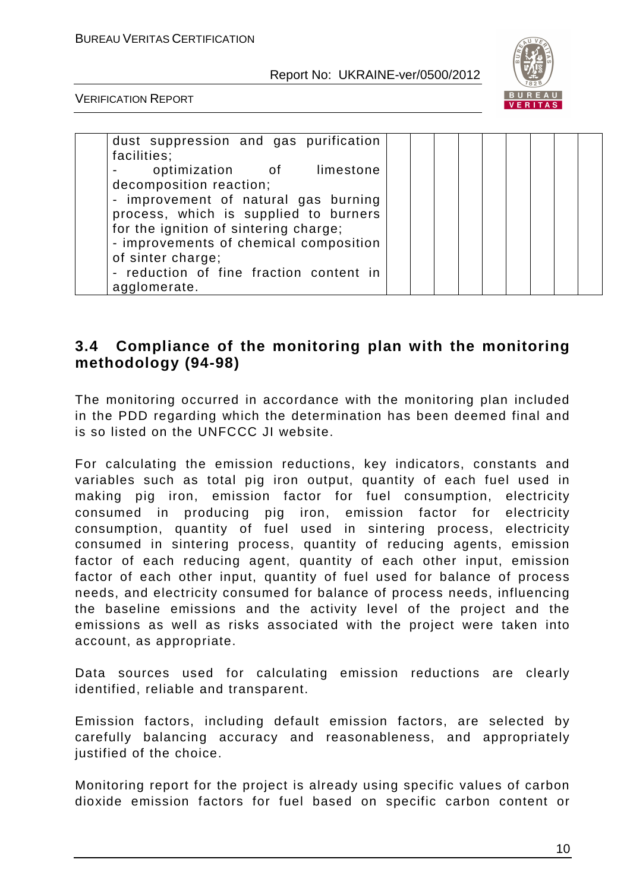| | dust suppression and gas purification facilities;<br>- optimization of limestone decomposition reaction;<br>- improvement of natural gas burning process, which is supplied to burners for the ignition of sintering charge;<br>- improvements of chemical composition of sinter charge;<br>- reduction of fine fraction content in agglomerate. | | | | | | | | | |
|---|---|---|---|---|---|---|---|---|---|---|

## 3.4 Compliance of the monitoring plan with the monitoring methodology (94-98)

The monitoring occurred in accordance with the monitoring plan included in the PDD regarding which the determination has been deemed final and is so listed on the UNFCCC JI website.

For calculating the emission reductions, key indicators, constants and variables such as total pig iron output, quantity of each fuel used in making pig iron, emission factor for fuel consumption, electricity consumed in producing pig iron, emission factor for electricity consumption, quantity of fuel used in sintering process, electricity consumed in sintering process, quantity of reducing agents, emission factor of each reducing agent, quantity of each other input, emission factor of each other input, quantity of fuel used for balance of process needs, and electricity consumed for balance of process needs, influencing the baseline emissions and the activity level of the project and the emissions as well as risks associated with the project were taken into account, as appropriate.

Data sources used for calculating emission reductions are clearly identified, reliable and transparent.

Emission factors, including default emission factors, are selected by carefully balancing accuracy and reasonableness, and appropriately justified of the choice.

Monitoring report for the project is already using specific values of carbon dioxide emission factors for fuel based on specific carbon content or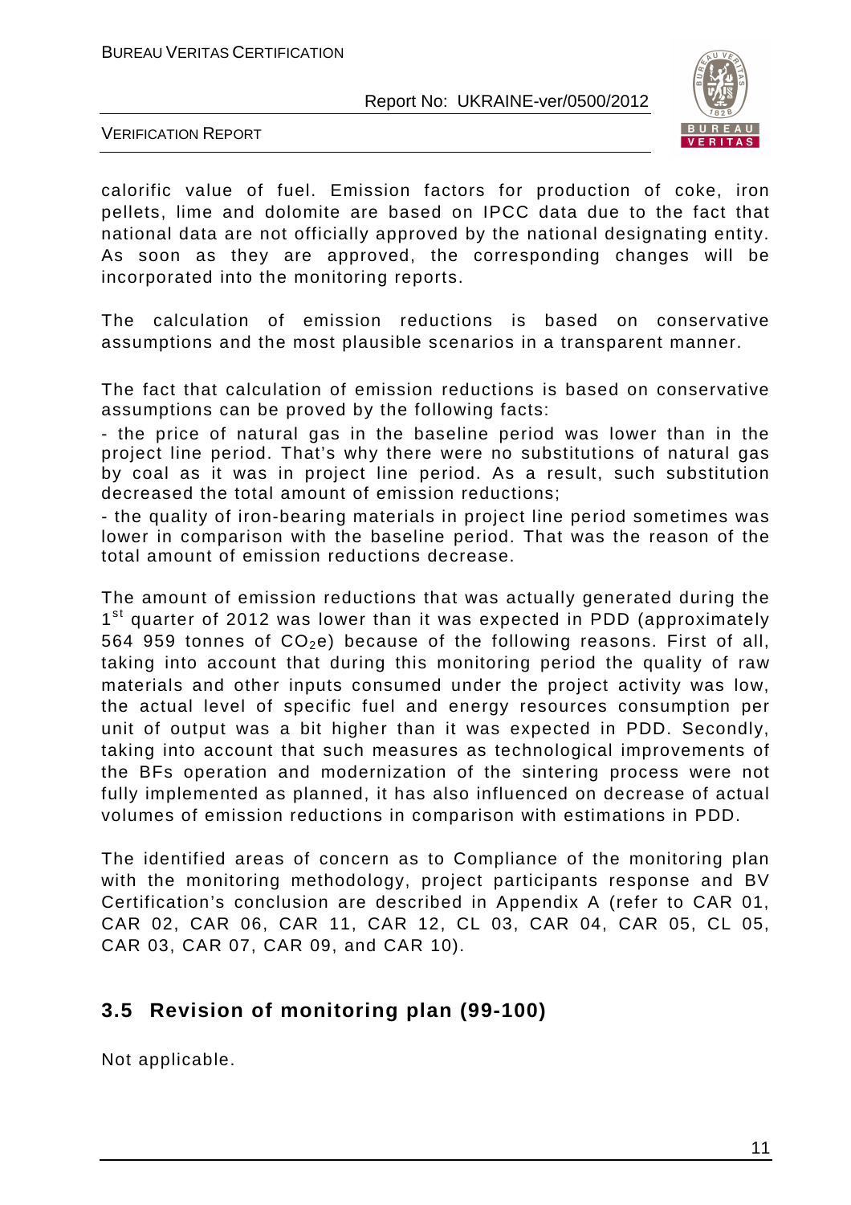calorific value of fuel. Emission factors for production of coke, iron pellets, lime and dolomite are based on IPCC data due to the fact that national data are not officially approved by the national designating entity. As soon as they are approved, the corresponding changes will be incorporated into the monitoring reports.

The calculation of emission reductions is based on conservative assumptions and the most plausible scenarios in a transparent manner.

The fact that calculation of emission reductions is based on conservative assumptions can be proved by the following facts:

- the price of natural gas in the baseline period was lower than in the project line period. That's why there were no substitutions of natural gas by coal as it was in project line period. As a result, such substitution decreased the total amount of emission reductions;
- the quality of iron-bearing materials in project line period sometimes was lower in comparison with the baseline period. That was the reason of the total amount of emission reductions decrease.

The amount of emission reductions that was actually generated during the 1st quarter of 2012 was lower than it was expected in PDD (approximately 564 959 tonnes of $CO_2e$) because of the following reasons. First of all, taking into account that during this monitoring period the quality of raw materials and other inputs consumed under the project activity was low, the actual level of specific fuel and energy resources consumption per unit of output was a bit higher than it was expected in PDD. Secondly, taking into account that such measures as technological improvements of the BFs operation and modernization of the sintering process were not fully implemented as planned, it has also influenced on decrease of actual volumes of emission reductions in comparison with estimations in PDD.

The identified areas of concern as to Compliance of the monitoring plan with the monitoring methodology, project participants response and BV Certification's conclusion are described in Appendix A (refer to CAR 01, CAR 02, CAR 06, CAR 11, CAR 12, CL 03, CAR 04, CAR 05, CL 05, CAR 03, CAR 07, CAR 09, and CAR 10).

## 3.5 Revision of monitoring plan (99-100)

Not applicable.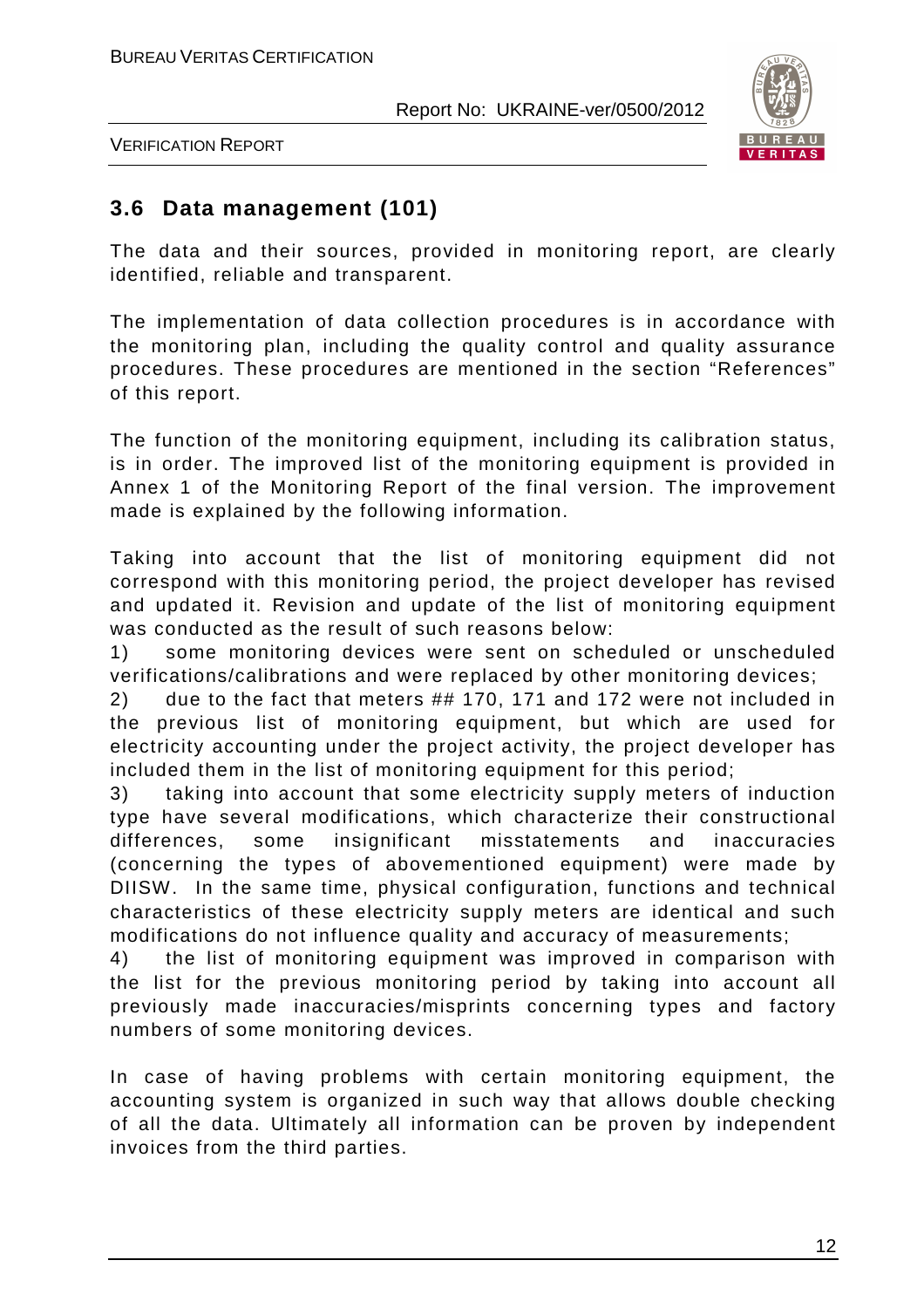## 3.6 Data management (101)

The data and their sources, provided in monitoring report, are clearly identified, reliable and transparent.

The implementation of data collection procedures is in accordance with the monitoring plan, including the quality control and quality assurance procedures. These procedures are mentioned in the section "References" of this report.

The function of the monitoring equipment, including its calibration status, is in order. The improved list of the monitoring equipment is provided in Annex 1 of the Monitoring Report of the final version. The improvement made is explained by the following information.

Taking into account that the list of monitoring equipment did not correspond with this monitoring period, the project developer has revised and updated it. Revision and update of the list of monitoring equipment was conducted as the result of such reasons below:

1) some monitoring devices were sent on scheduled or unscheduled verifications/calibrations and were replaced by other monitoring devices;
2) due to the fact that meters ## 170, 171 and 172 were not included in the previous list of monitoring equipment, but which are used for electricity accounting under the project activity, the project developer has included them in the list of monitoring equipment for this period;
3) taking into account that some electricity supply meters of induction type have several modifications, which characterize their constructional differences, some insignificant misstatements and inaccuracies (concerning the types of abovementioned equipment) were made by DIISW. In the same time, physical configuration, functions and technical characteristics of these electricity supply meters are identical and such modifications do not influence quality and accuracy of measurements;
4) the list of monitoring equipment was improved in comparison with the list for the previous monitoring period by taking into account all previously made inaccuracies/misprints concerning types and factory numbers of some monitoring devices.

In case of having problems with certain monitoring equipment, the accounting system is organized in such way that allows double checking of all the data. Ultimately all information can be proven by independent invoices from the third parties.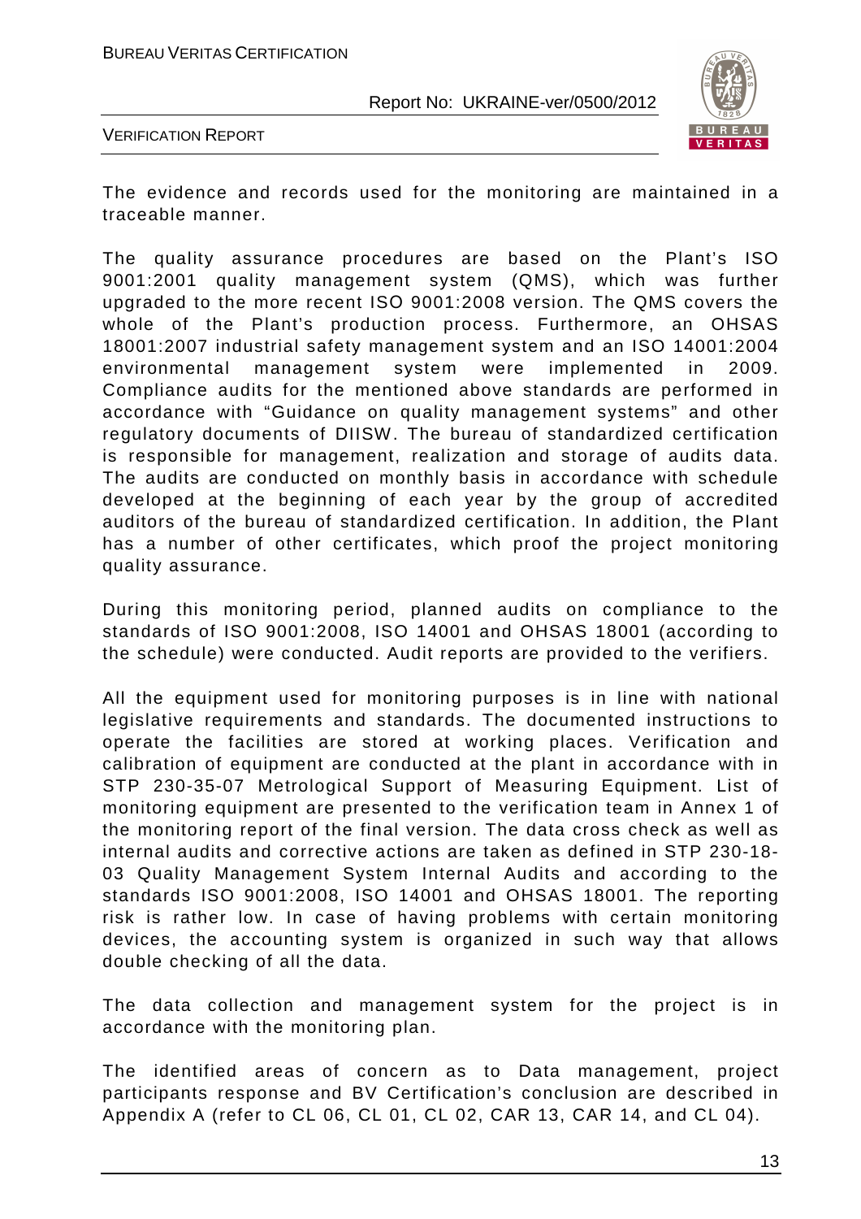The evidence and records used for the monitoring are maintained in a traceable manner.

The quality assurance procedures are based on the Plant's ISO 9001:2001 quality management system (QMS), which was further upgraded to the more recent ISO 9001:2008 version. The QMS covers the whole of the Plant's production process. Furthermore, an OHSAS 18001:2007 industrial safety management system and an ISO 14001:2004 environmental management system were implemented in 2009. Compliance audits for the mentioned above standards are performed in accordance with "Guidance on quality management systems" and other regulatory documents of DIISW. The bureau of standardized certification is responsible for management, realization and storage of audits data. The audits are conducted on monthly basis in accordance with schedule developed at the beginning of each year by the group of accredited auditors of the bureau of standardized certification. In addition, the Plant has a number of other certificates, which proof the project monitoring quality assurance.

During this monitoring period, planned audits on compliance to the standards of ISO 9001:2008, ISO 14001 and OHSAS 18001 (according to the schedule) were conducted. Audit reports are provided to the verifiers.

All the equipment used for monitoring purposes is in line with national legislative requirements and standards. The documented instructions to operate the facilities are stored at working places. Verification and calibration of equipment are conducted at the plant in accordance with in STP 230-35-07 Metrological Support of Measuring Equipment. List of monitoring equipment are presented to the verification team in Annex 1 of the monitoring report of the final version. The data cross check as well as internal audits and corrective actions are taken as defined in STP 230-18-03 Quality Management System Internal Audits and according to the standards ISO 9001:2008, ISO 14001 and OHSAS 18001. The reporting risk is rather low. In case of having problems with certain monitoring devices, the accounting system is organized in such way that allows double checking of all the data.

The data collection and management system for the project is in accordance with the monitoring plan.

The identified areas of concern as to Data management, project participants response and BV Certification's conclusion are described in Appendix A (refer to CL 06, CL 01, CL 02, CAR 13, CAR 14, and CL 04).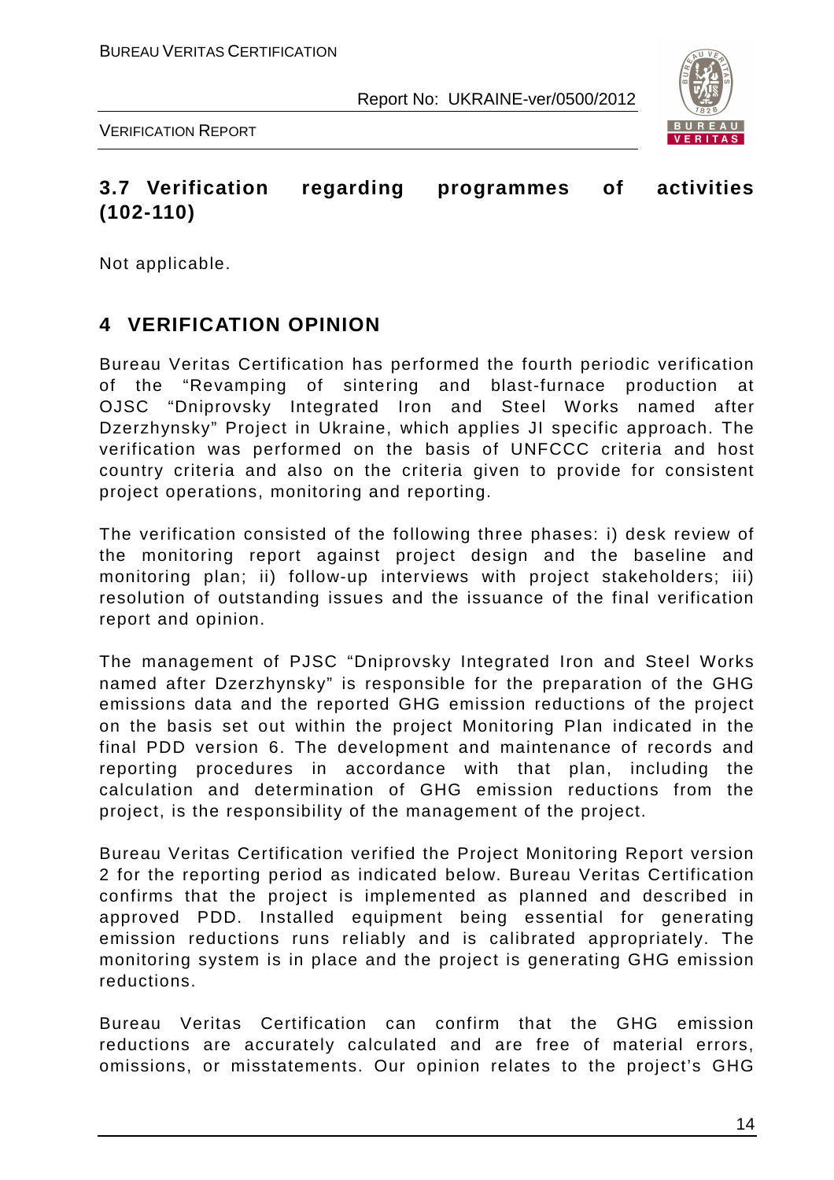## 3.7 Verification regarding programmes of activities (102-110)

Not applicable.

# 4 VERIFICATION OPINION

Bureau Veritas Certification has performed the fourth periodic verification of the "Revamping of sintering and blast-furnace production at OJSC "Dniprovsky Integrated Iron and Steel Works named after Dzerzhynsky" Project in Ukraine, which applies JI specific approach. The verification was performed on the basis of UNFCCC criteria and host country criteria and also on the criteria given to provide for consistent project operations, monitoring and reporting.

The verification consisted of the following three phases: i) desk review of the monitoring report against project design and the baseline and monitoring plan; ii) follow-up interviews with project stakeholders; iii) resolution of outstanding issues and the issuance of the final verification report and opinion.

The management of PJSC "Dniprovsky Integrated Iron and Steel Works named after Dzerzhynsky" is responsible for the preparation of the GHG emissions data and the reported GHG emission reductions of the project on the basis set out within the project Monitoring Plan indicated in the final PDD version 6. The development and maintenance of records and reporting procedures in accordance with that plan, including the calculation and determination of GHG emission reductions from the project, is the responsibility of the management of the project.

Bureau Veritas Certification verified the Project Monitoring Report version 2 for the reporting period as indicated below. Bureau Veritas Certification confirms that the project is implemented as planned and described in approved PDD. Installed equipment being essential for generating emission reductions runs reliably and is calibrated appropriately. The monitoring system is in place and the project is generating GHG emission reductions.

Bureau Veritas Certification can confirm that the GHG emission reductions are accurately calculated and are free of material errors, omissions, or misstatements. Our opinion relates to the project's GHG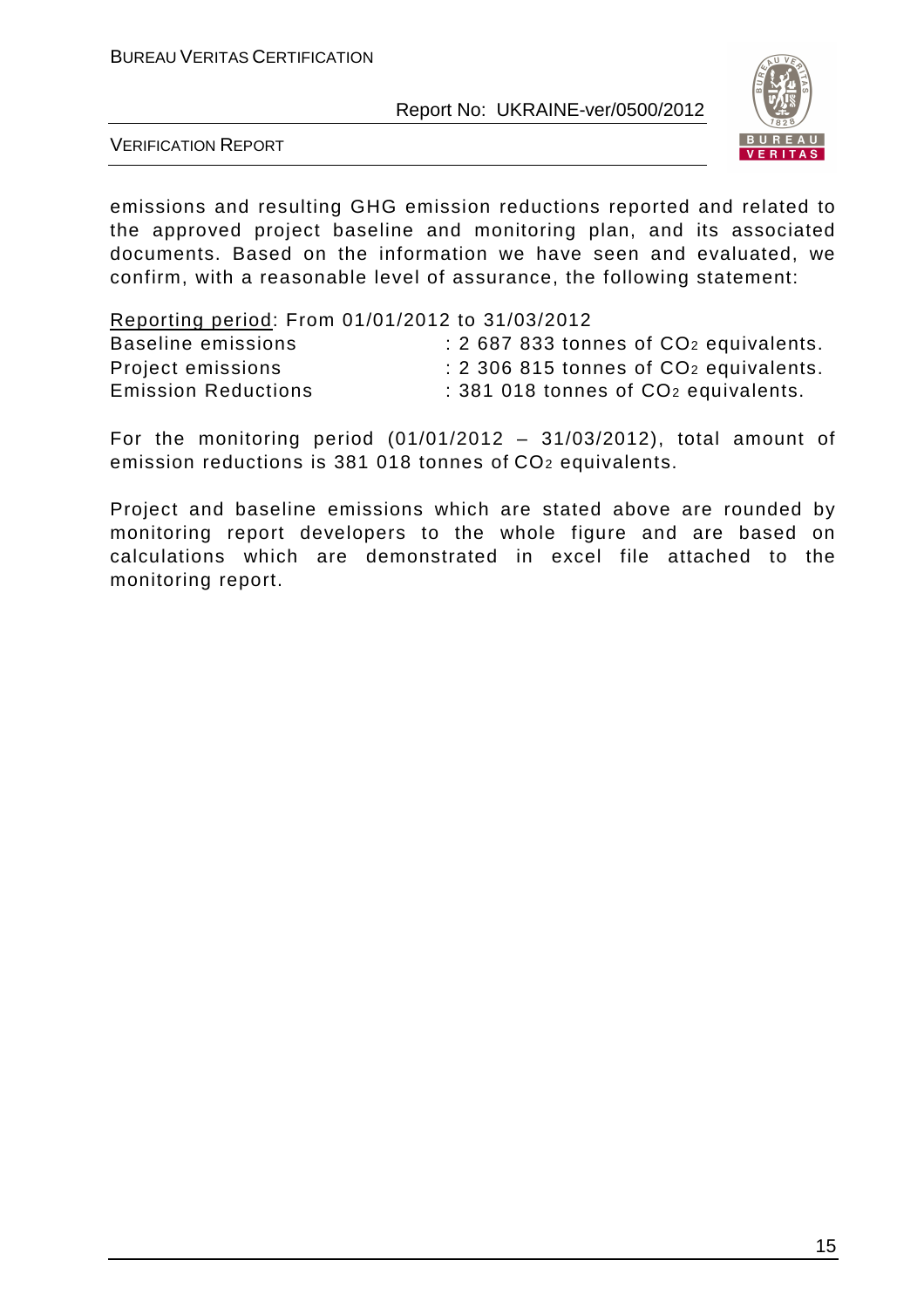emissions and resulting GHG emission reductions reported and related to the approved project baseline and monitoring plan, and its associated documents. Based on the information we have seen and evaluated, we confirm, with a reasonable level of assurance, the following statement:

Reporting period: From 01/01/2012 to 31/03/2012

| | |
|---|---|
| Baseline emissions | : 2 687 833 tonnes of $CO_2$ equivalents. |
| Project emissions | : 2 306 815 tonnes of $CO_2$ equivalents. |
| Emission Reductions | : 381 018 tonnes of $CO_2$ equivalents. |

For the monitoring period (01/01/2012 – 31/03/2012), total amount of emission reductions is 381 018 tonnes of $CO_2$ equivalents.

Project and baseline emissions which are stated above are rounded by monitoring report developers to the whole figure and are based on calculations which are demonstrated in excel file attached to the monitoring report.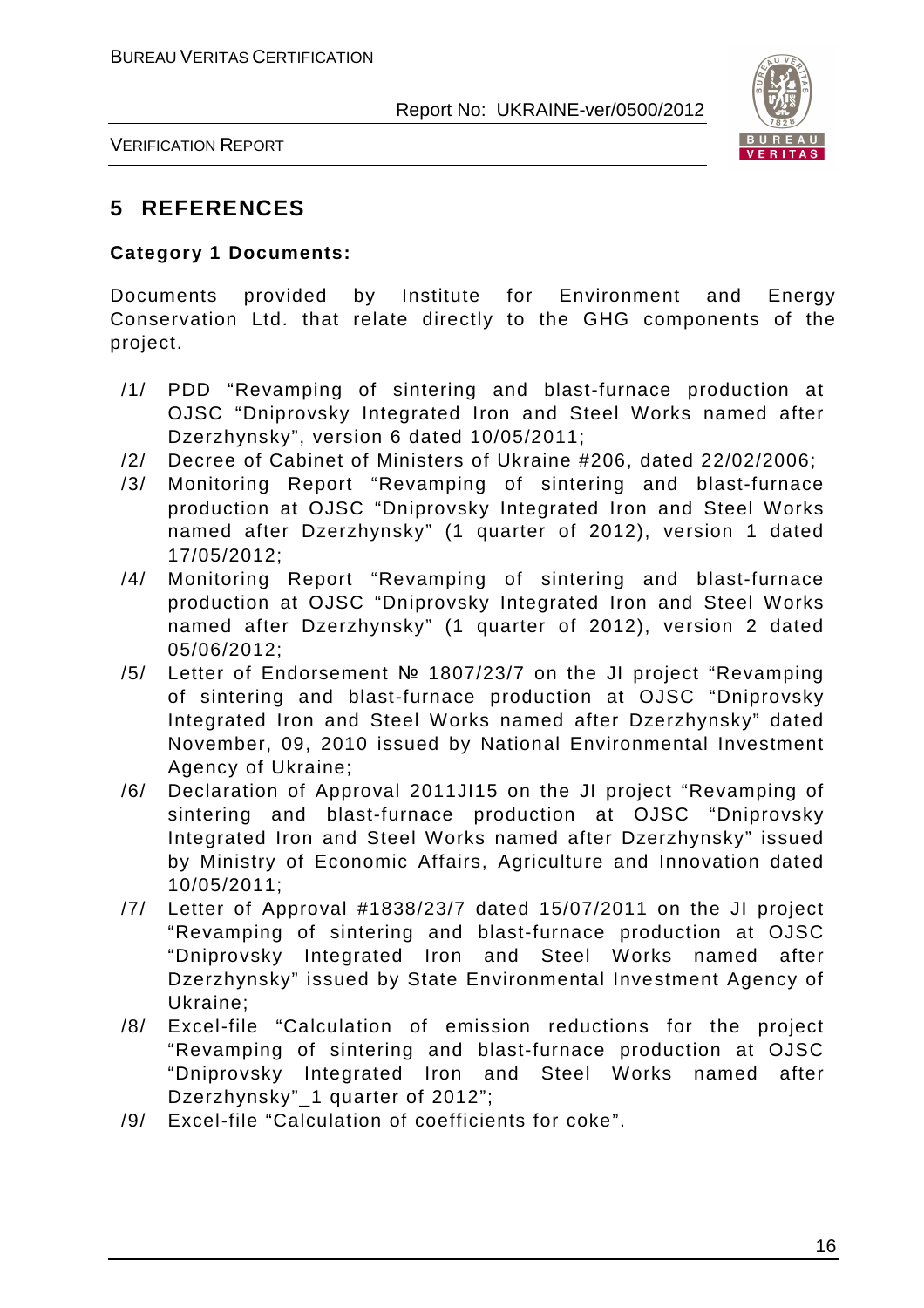## 5 REFERENCES

**Category 1 Documents:**

Documents provided by Institute for Environment and Energy Conservation Ltd. that relate directly to the GHG components of the project.

/1/ PDD "Revamping of sintering and blast-furnace production at OJSC "Dniprovsky Integrated Iron and Steel Works named after Dzerzhynsky", version 6 dated 10/05/2011;

/2/ Decree of Cabinet of Ministers of Ukraine #206, dated 22/02/2006;

/3/ Monitoring Report "Revamping of sintering and blast-furnace production at OJSC "Dniprovsky Integrated Iron and Steel Works named after Dzerzhynsky" (1 quarter of 2012), version 1 dated 17/05/2012;

/4/ Monitoring Report "Revamping of sintering and blast-furnace production at OJSC "Dniprovsky Integrated Iron and Steel Works named after Dzerzhynsky" (1 quarter of 2012), version 2 dated 05/06/2012;

/5/ Letter of Endorsement № 1807/23/7 on the JI project "Revamping of sintering and blast-furnace production at OJSC "Dniprovsky Integrated Iron and Steel Works named after Dzerzhynsky" dated November, 09, 2010 issued by National Environmental Investment Agency of Ukraine;

/6/ Declaration of Approval 2011JI15 on the JI project "Revamping of sintering and blast-furnace production at OJSC "Dniprovsky Integrated Iron and Steel Works named after Dzerzhynsky" issued by Ministry of Economic Affairs, Agriculture and Innovation dated 10/05/2011;

/7/ Letter of Approval #1838/23/7 dated 15/07/2011 on the JI project "Revamping of sintering and blast-furnace production at OJSC "Dniprovsky Integrated Iron and Steel Works named after Dzerzhynsky" issued by State Environmental Investment Agency of Ukraine;

/8/ Excel-file "Calculation of emission reductions for the project "Revamping of sintering and blast-furnace production at OJSC "Dniprovsky Integrated Iron and Steel Works named after Dzerzhynsky"_1 quarter of 2012";

/9/ Excel-file "Calculation of coefficients for coke".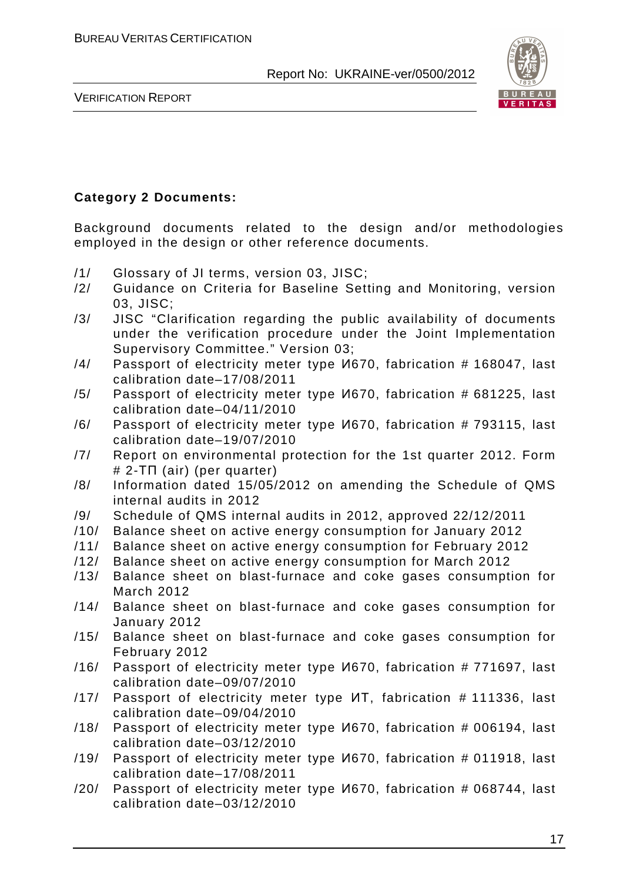**Category 2 Documents:**

Background documents related to the design and/or methodologies employed in the design or other reference documents.

/1/ Glossary of JI terms, version 03, JISC;
/2/ Guidance on Criteria for Baseline Setting and Monitoring, version 03, JISC;
/3/ JISC "Clarification regarding the public availability of documents under the verification procedure under the Joint Implementation Supervisory Committee." Version 03;
/4/ Passport of electricity meter type И670, fabrication # 168047, last calibration date–17/08/2011
/5/ Passport of electricity meter type И670, fabrication # 681225, last calibration date–04/11/2010
/6/ Passport of electricity meter type И670, fabrication # 793115, last calibration date–19/07/2010
/7/ Report on environmental protection for the 1st quarter 2012. Form # 2-ТП (air) (per quarter)
/8/ Information dated 15/05/2012 on amending the Schedule of QMS internal audits in 2012
/9/ Schedule of QMS internal audits in 2012, approved 22/12/2011
/10/ Balance sheet on active energy consumption for January 2012
/11/ Balance sheet on active energy consumption for February 2012
/12/ Balance sheet on active energy consumption for March 2012
/13/ Balance sheet on blast-furnace and coke gases consumption for March 2012
/14/ Balance sheet on blast-furnace and coke gases consumption for January 2012
/15/ Balance sheet on blast-furnace and coke gases consumption for February 2012
/16/ Passport of electricity meter type И670, fabrication # 771697, last calibration date–09/07/2010
/17/ Passport of electricity meter type ИТ, fabrication # 111336, last calibration date–09/04/2010
/18/ Passport of electricity meter type И670, fabrication # 006194, last calibration date–03/12/2010
/19/ Passport of electricity meter type И670, fabrication # 011918, last calibration date–17/08/2011
/20/ Passport of electricity meter type И670, fabrication # 068744, last calibration date–03/12/2010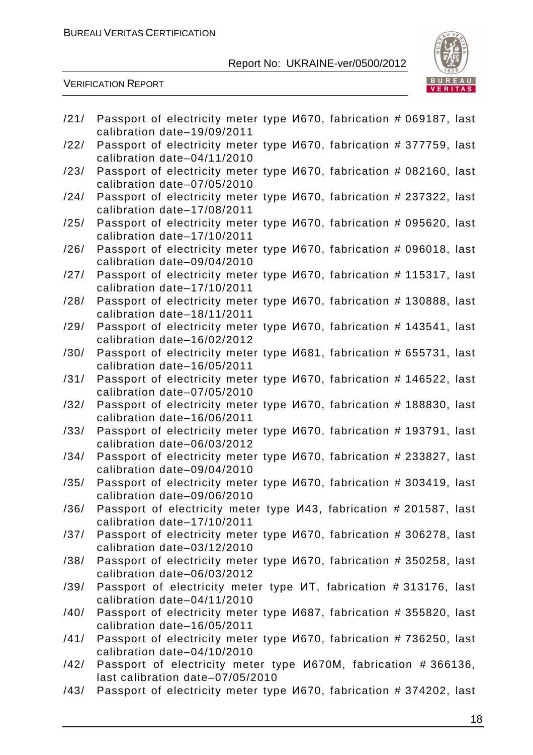/21/ Passport of electricity meter type И670, fabrication # 069187, last calibration date–19/09/2011

/22/ Passport of electricity meter type И670, fabrication # 377759, last calibration date–04/11/2010

/23/ Passport of electricity meter type И670, fabrication # 082160, last calibration date–07/05/2010

/24/ Passport of electricity meter type И670, fabrication # 237322, last calibration date–17/08/2011

/25/ Passport of electricity meter type И670, fabrication # 095620, last calibration date–17/10/2011

/26/ Passport of electricity meter type И670, fabrication # 096018, last calibration date–09/04/2010

/27/ Passport of electricity meter type И670, fabrication # 115317, last calibration date–17/10/2011

/28/ Passport of electricity meter type И670, fabrication # 130888, last calibration date–18/11/2011

/29/ Passport of electricity meter type И670, fabrication # 143541, last calibration date–16/02/2012

/30/ Passport of electricity meter type И681, fabrication # 655731, last calibration date–16/05/2011

/31/ Passport of electricity meter type И670, fabrication # 146522, last calibration date–07/05/2010

/32/ Passport of electricity meter type И670, fabrication # 188830, last calibration date–16/06/2011

/33/ Passport of electricity meter type И670, fabrication # 193791, last calibration date–06/03/2012

/34/ Passport of electricity meter type И670, fabrication # 233827, last calibration date–09/04/2010

/35/ Passport of electricity meter type И670, fabrication # 303419, last calibration date–09/06/2010

/36/ Passport of electricity meter type И43, fabrication # 201587, last calibration date–17/10/2011

/37/ Passport of electricity meter type И670, fabrication # 306278, last calibration date–03/12/2010

/38/ Passport of electricity meter type И670, fabrication # 350258, last calibration date–06/03/2012

/39/ Passport of electricity meter type ИТ, fabrication # 313176, last calibration date–04/11/2010

/40/ Passport of electricity meter type И687, fabrication # 355820, last calibration date–16/05/2011

/41/ Passport of electricity meter type И670, fabrication # 736250, last calibration date–04/10/2010

/42/ Passport of electricity meter type И670М, fabrication # 366136, last calibration date–07/05/2010

/43/ Passport of electricity meter type И670, fabrication # 374202, last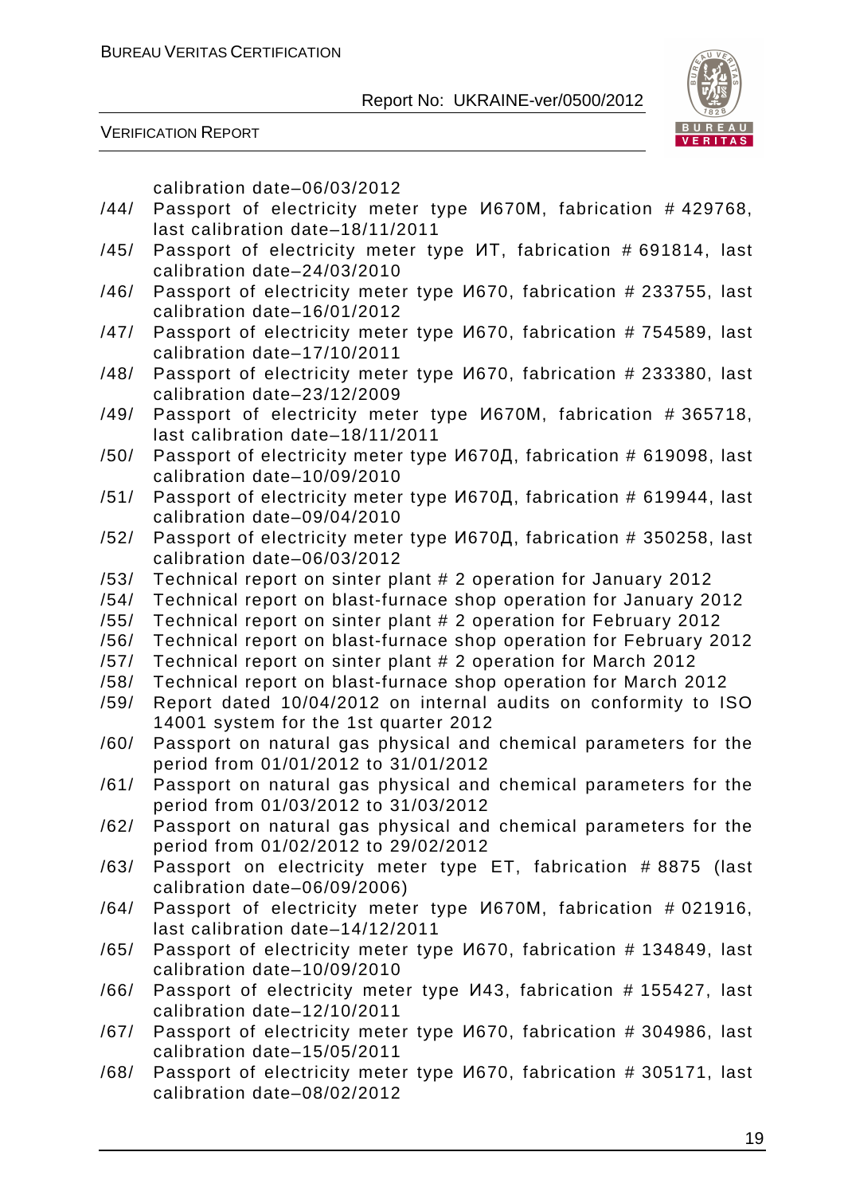calibration date–06/03/2012

/44/ Passport of electricity meter type И670М, fabrication # 429768, last calibration date–18/11/2011

/45/ Passport of electricity meter type ИТ, fabrication # 691814, last calibration date–24/03/2010

/46/ Passport of electricity meter type И670, fabrication # 233755, last calibration date–16/01/2012

/47/ Passport of electricity meter type И670, fabrication # 754589, last calibration date–17/10/2011

/48/ Passport of electricity meter type И670, fabrication # 233380, last calibration date–23/12/2009

/49/ Passport of electricity meter type И670М, fabrication # 365718, last calibration date–18/11/2011

/50/ Passport of electricity meter type И670Д, fabrication # 619098, last calibration date–10/09/2010

/51/ Passport of electricity meter type И670Д, fabrication # 619944, last calibration date–09/04/2010

/52/ Passport of electricity meter type И670Д, fabrication # 350258, last calibration date–06/03/2012

/53/ Technical report on sinter plant # 2 operation for January 2012

/54/ Technical report on blast-furnace shop operation for January 2012

/55/ Technical report on sinter plant # 2 operation for February 2012

/56/ Technical report on blast-furnace shop operation for February 2012

/57/ Technical report on sinter plant # 2 operation for March 2012

/58/ Technical report on blast-furnace shop operation for March 2012

/59/ Report dated 10/04/2012 on internal audits on conformity to ISO 14001 system for the 1st quarter 2012

/60/ Passport on natural gas physical and chemical parameters for the period from 01/01/2012 to 31/01/2012

/61/ Passport on natural gas physical and chemical parameters for the period from 01/03/2012 to 31/03/2012

/62/ Passport on natural gas physical and chemical parameters for the period from 01/02/2012 to 29/02/2012

/63/ Passport on electricity meter type ET, fabrication # 8875 (last calibration date–06/09/2006)

/64/ Passport of electricity meter type И670М, fabrication # 021916, last calibration date–14/12/2011

/65/ Passport of electricity meter type И670, fabrication # 134849, last calibration date–10/09/2010

/66/ Passport of electricity meter type И43, fabrication # 155427, last calibration date–12/10/2011

/67/ Passport of electricity meter type И670, fabrication # 304986, last calibration date–15/05/2011

/68/ Passport of electricity meter type И670, fabrication # 305171, last calibration date–08/02/2012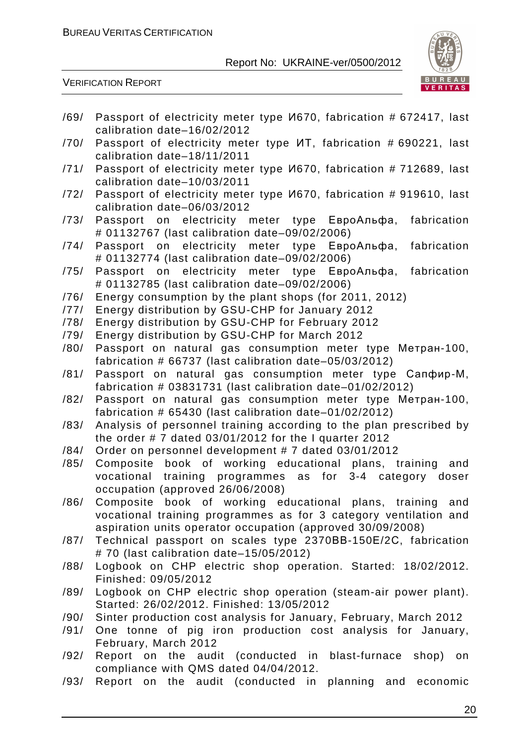/69/ Passport of electricity meter type И670, fabrication # 672417, last calibration date–16/02/2012

/70/ Passport of electricity meter type ИТ, fabrication # 690221, last calibration date–18/11/2011

/71/ Passport of electricity meter type И670, fabrication # 712689, last calibration date–10/03/2011

/72/ Passport of electricity meter type И670, fabrication # 919610, last calibration date–06/03/2012

/73/ Passport on electricity meter type ЕвроАльфа, fabrication # 01132767 (last calibration date–09/02/2006)

/74/ Passport on electricity meter type ЕвроАльфа, fabrication # 01132774 (last calibration date–09/02/2006)

/75/ Passport on electricity meter type ЕвроАльфа, fabrication # 01132785 (last calibration date–09/02/2006)

/76/ Energy consumption by the plant shops (for 2011, 2012)

/77/ Energy distribution by GSU-CHP for January 2012

/78/ Energy distribution by GSU-CHP for February 2012

/79/ Energy distribution by GSU-CHP for March 2012

/80/ Passport on natural gas consumption meter type Метран-100, fabrication # 66737 (last calibration date–05/03/2012)

/81/ Passport on natural gas consumption meter type Сапфир-М, fabrication # 03831731 (last calibration date–01/02/2012)

/82/ Passport on natural gas consumption meter type Метран-100, fabrication # 65430 (last calibration date–01/02/2012)

/83/ Analysis of personnel training according to the plan prescribed by the order # 7 dated 03/01/2012 for the I quarter 2012

/84/ Order on personnel development # 7 dated 03/01/2012

/85/ Composite book of working educational plans, training and vocational training programmes as for 3-4 category doser occupation (approved 26/06/2008)

/86/ Composite book of working educational plans, training and vocational training programmes as for 3 category ventilation and aspiration units operator occupation (approved 30/09/2008)

/87/ Technical passport on scales type 2370BB-150E/2C, fabrication # 70 (last calibration date–15/05/2012)

/88/ Logbook on CHP electric shop operation. Started: 18/02/2012. Finished: 09/05/2012

/89/ Logbook on CHP electric shop operation (steam-air power plant). Started: 26/02/2012. Finished: 13/05/2012

/90/ Sinter production cost analysis for January, February, March 2012

/91/ One tonne of pig iron production cost analysis for January, February, March 2012

/92/ Report on the audit (conducted in blast-furnace shop) on compliance with QMS dated 04/04/2012.

/93/ Report on the audit (conducted in planning and economic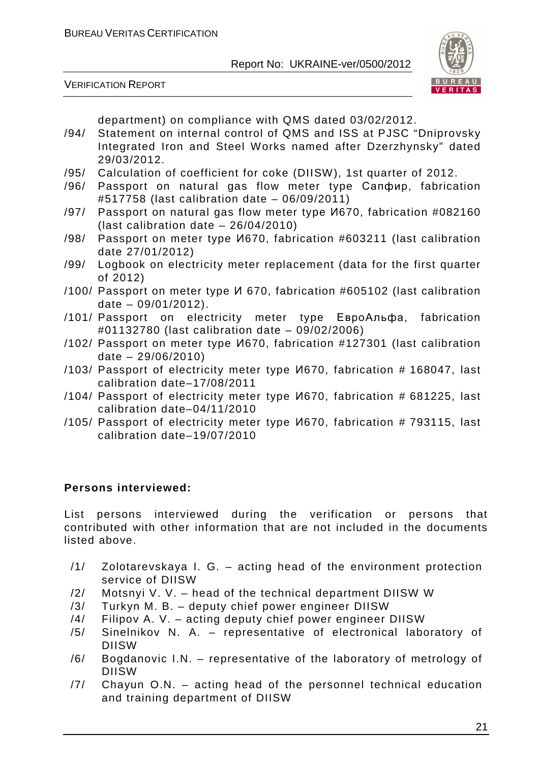department) on compliance with QMS dated 03/02/2012.

/94/ Statement on internal control of QMS and ISS at PJSC "Dniprovsky Integrated Iron and Steel Works named after Dzerzhynsky" dated 29/03/2012.

/95/ Calculation of coefficient for coke (DIISW), 1st quarter of 2012.

/96/ Passport on natural gas flow meter type Сапфир, fabrication #517758 (last calibration date – 06/09/2011)

/97/ Passport on natural gas flow meter type И670, fabrication #082160 (last calibration date – 26/04/2010)

/98/ Passport on meter type И670, fabrication #603211 (last calibration date 27/01/2012)

/99/ Logbook on electricity meter replacement (data for the first quarter of 2012)

/100/ Passport on meter type И 670, fabrication #605102 (last calibration date – 09/01/2012).

/101/ Passport on electricity meter type ЕвроАльфа, fabrication #01132780 (last calibration date – 09/02/2006)

/102/ Passport on meter type И670, fabrication #127301 (last calibration date – 29/06/2010)

/103/ Passport of electricity meter type И670, fabrication # 168047, last calibration date–17/08/2011

/104/ Passport of electricity meter type И670, fabrication # 681225, last calibration date–04/11/2010

/105/ Passport of electricity meter type И670, fabrication # 793115, last calibration date–19/07/2010

**Persons interviewed:**

List persons interviewed during the verification or persons that contributed with other information that are not included in the documents listed above.

/1/ Zolotarevskaya I. G. – acting head of the environment protection service of DIISW

/2/ Motsnyi V. V. – head of the technical department DIISW W

/3/ Turkyn M. B. – deputy chief power engineer DIISW

/4/ Filipov A. V. – acting deputy chief power engineer DIISW

/5/ Sinelnikov N. A. – representative of electronical laboratory of DIISW

/6/ Bogdanovic I.N. – representative of the laboratory of metrology of DIISW

/7/ Chayun O.N. – acting head of the personnel technical education and training department of DIISW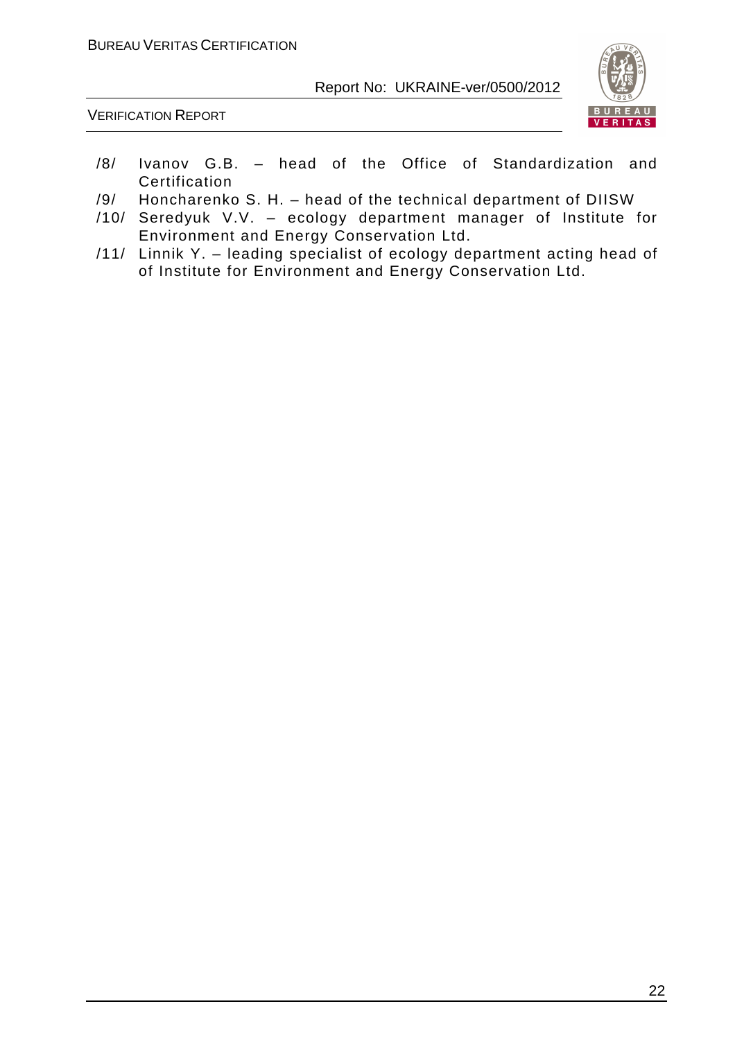/8/ Ivanov G.B. – head of the Office of Standardization and Certification

/9/ Honcharenko S. H. – head of the technical department of DIISW

/10/ Seredyuk V.V. – ecology department manager of Institute for Environment and Energy Conservation Ltd.

/11/ Linnik Y. – leading specialist of ecology department acting head of of Institute for Environment and Energy Conservation Ltd.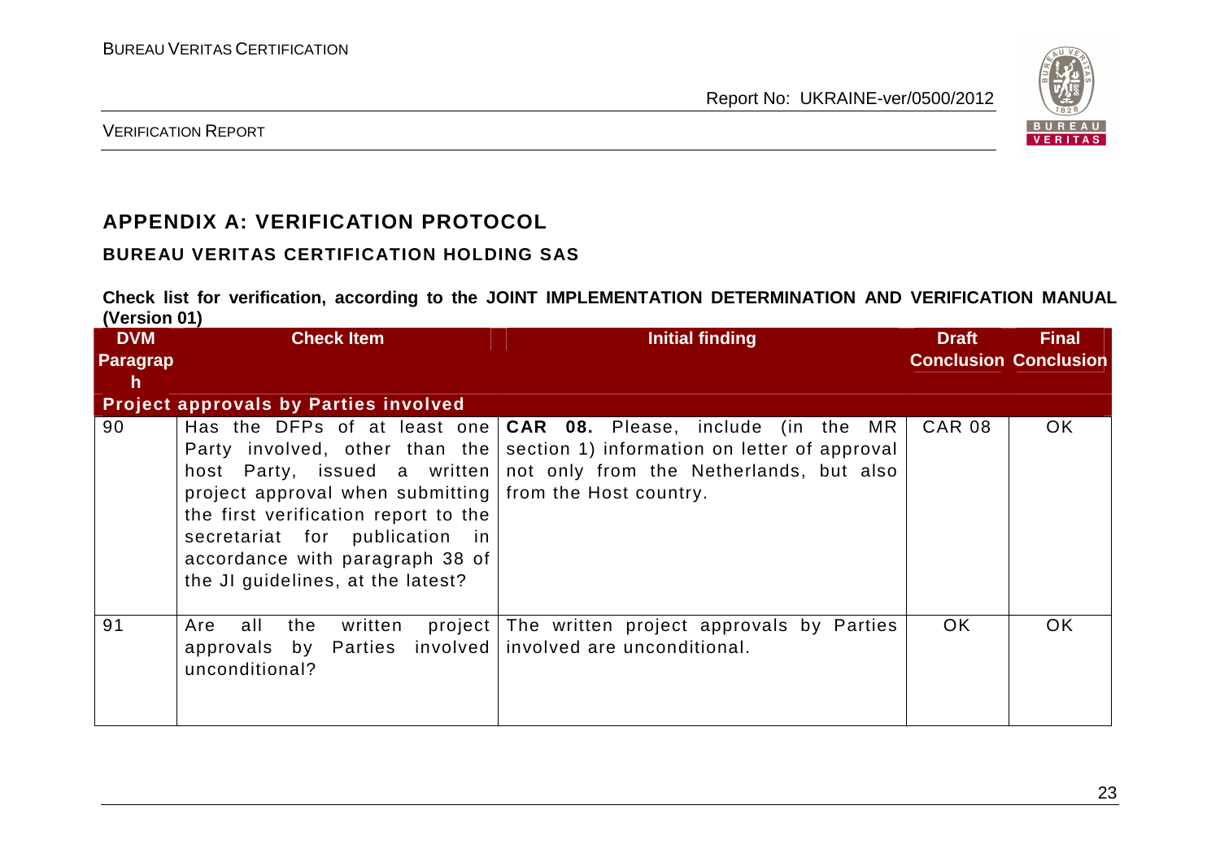## APPENDIX A: VERIFICATION PROTOCOL

### BUREAU VERITAS CERTIFICATION HOLDING SAS

**Check list for verification, according to the JOINT IMPLEMENTATION DETERMINATION AND VERIFICATION MANUAL (Version 01)**

| DVM Paragraph | Check Item | Initial finding | Draft Conclusion | Final Conclusion |
|---|---|---|---|---|
| **Project approvals by Parties involved** | | | | |
| 90 | Has the DFPs of at least one Party involved, other than the host Party, issued a written project approval when submitting the first verification report to the secretariat for publication in accordance with paragraph 38 of the JI guidelines, at the latest? | **CAR 08.** Please, include (in the MR section 1) information on letter of approval not only from the Netherlands, but also from the Host country. | CAR 08 | OK |
| 91 | Are all the written project approvals by Parties involved unconditional? | The written project approvals by Parties involved are unconditional. | OK | OK |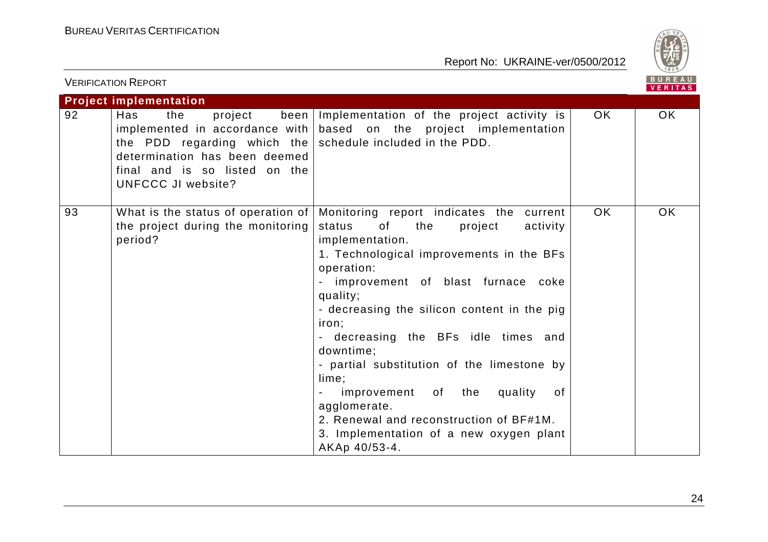| Project implementation | | | | |
|---|---|---|---|---|
| 92 | Has the project been implemented in accordance with the PDD regarding which the determination has been deemed final and is so listed on the UNFCCC JI website? | Implementation of the project activity is based on the project implementation schedule included in the PDD. | OK | OK |
| 93 | What is the status of operation of the project during the monitoring period? | Monitoring report indicates the current status of the project activity implementation.<br>1. Technological improvements in the BFs operation:<br>- improvement of blast furnace coke quality;<br>- decreasing the silicon content in the pig iron;<br>- decreasing the BFs idle times and downtime;<br>- partial substitution of the limestone by lime;<br>- improvement of the quality of agglomerate.<br>2. Renewal and reconstruction of BF#1M.<br>3. Implementation of a new oxygen plant AKAp 40/53-4. | OK | OK |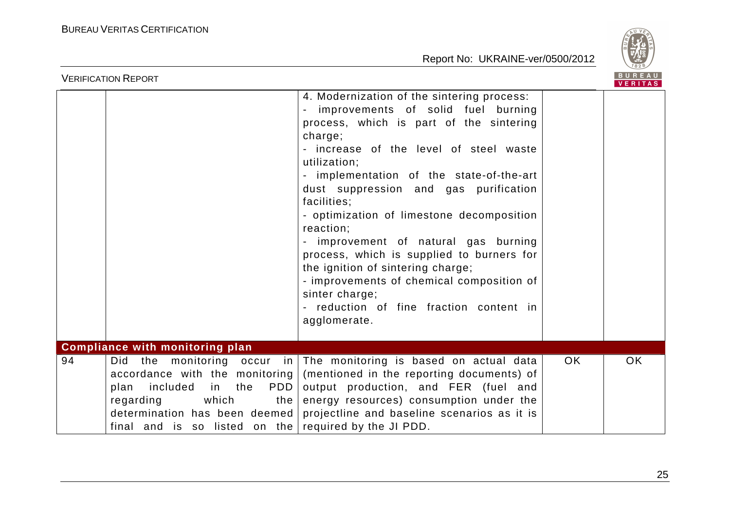| | | | | |
|---|---|---|---|---|
| | | 4. Modernization of the sintering process:<br>- improvements of solid fuel burning process, which is part of the sintering charge;<br>- increase of the level of steel waste utilization;<br>- implementation of the state-of-the-art dust suppression and gas purification facilities;<br>- optimization of limestone decomposition reaction;<br>- improvement of natural gas burning process, which is supplied to burners for the ignition of sintering charge;<br>- improvements of chemical composition of sinter charge;<br>- reduction of fine fraction content in agglomerate. | | |
| **Compliance with monitoring plan** | | | | |
| 94 | Did the monitoring occur in accordance with the monitoring plan included in the PDD regarding which the determination has been deemed final and is so listed on the | The monitoring is based on actual data (mentioned in the reporting documents) of output production, and FER (fuel and energy resources) consumption under the projectline and baseline scenarios as it is required by the JI PDD. | OK | OK |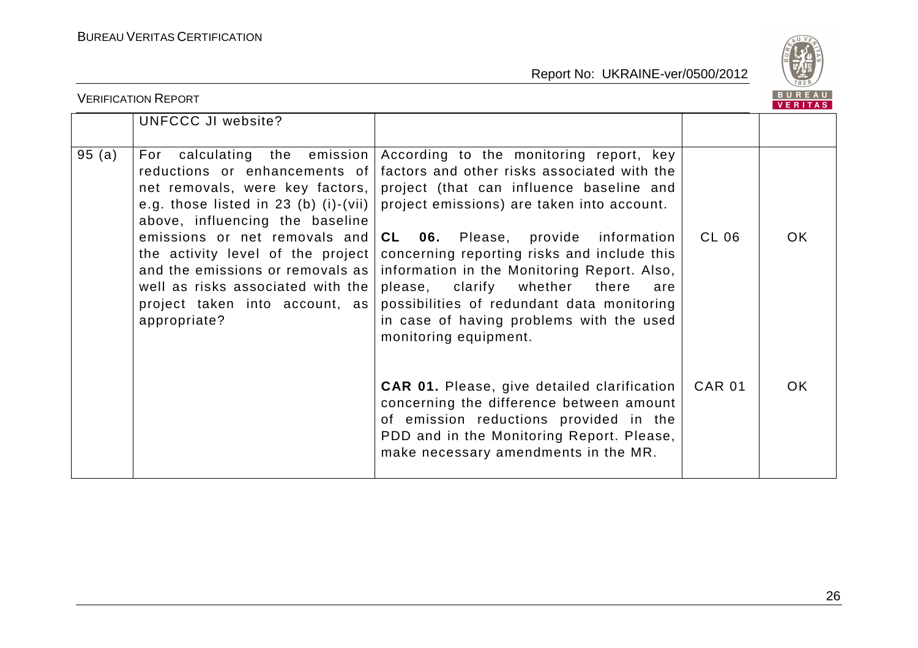|  | UNFCCC JI website? |  |  |  |
|---|---|---|---|---|
| 95 (a) | For calculating the emission reductions or enhancements of net removals, were key factors, e.g. those listed in 23 (b) (i)-(vii) above, influencing the baseline emissions or net removals and the activity level of the project and the emissions or removals as well as risks associated with the project taken into account, as appropriate? | According to the monitoring report, key factors and other risks associated with the project (that can influence baseline and project emissions) are taken into account.<br><br>**CL 06.** Please, provide information concerning reporting risks and include this information in the Monitoring Report. Also, please, clarify whether there are possibilities of redundant data monitoring in case of having problems with the used monitoring equipment. | CL 06 | OK |
|  |  | **CAR 01.** Please, give detailed clarification concerning the difference between amount of emission reductions provided in the PDD and in the Monitoring Report. Please, make necessary amendments in the MR. | CAR 01 | OK |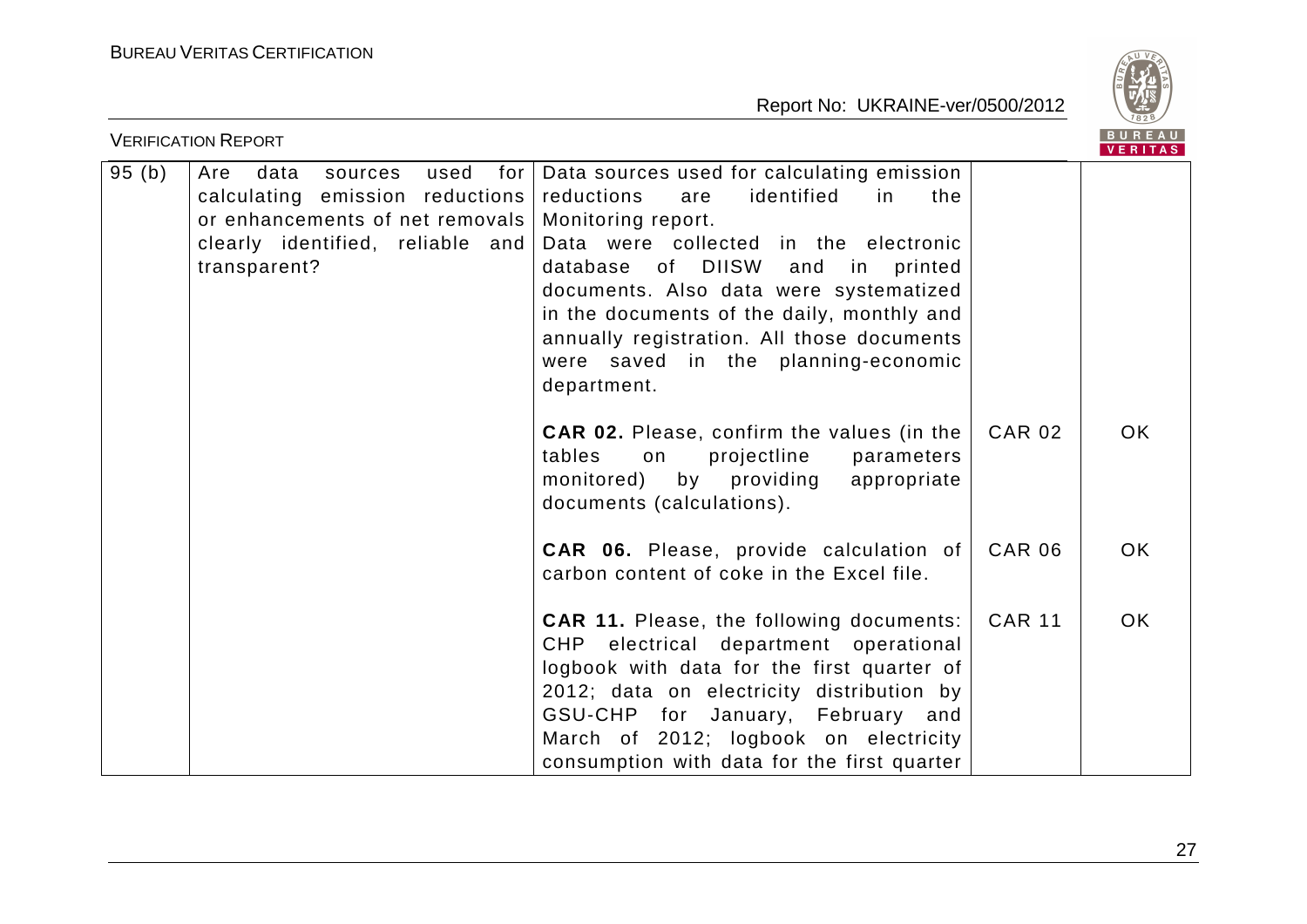| 95 (b) | Are data sources used for calculating emission reductions or enhancements of net removals clearly identified, reliable and transparent? | Data sources used for calculating emission reductions are identified in the Monitoring report. Data were collected in the electronic database of DIISW and in printed documents. Also data were systematized in the documents of the daily, monthly and annually registration. All those documents were saved in the planning-economic department. | | |
|---|---|---|---|---|
| | | **CAR 02.** Please, confirm the values (in the tables on projectline parameters monitored) by providing appropriate documents (calculations). | CAR 02 | OK |
| | | **CAR 06.** Please, provide calculation of carbon content of coke in the Excel file. | CAR 06 | OK |
| | | **CAR 11.** Please, the following documents: CHP electrical department operational logbook with data for the first quarter of 2012; data on electricity distribution by GSU-CHP for January, February and March of 2012; logbook on electricity consumption with data for the first quarter | CAR 11 | OK |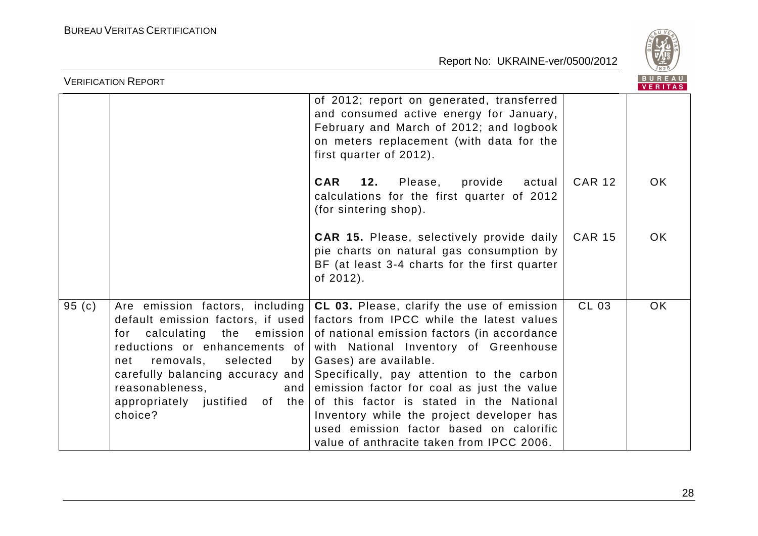| | | of 2012; report on generated, transferred and consumed active energy for January, February and March of 2012; and logbook on meters replacement (with data for the first quarter of 2012).<br><br>**CAR 12.** Please, provide actual calculations for the first quarter of 2012 (for sintering shop).<br><br>**CAR 15.** Please, selectively provide daily pie charts on natural gas consumption by BF (at least 3-4 charts for the first quarter of 2012). | <br><br><br><br><br>CAR 12<br><br><br>CAR 15 | <br><br><br><br><br>OK<br><br><br>OK |
|---|---|---|---|---|
| 95 (c) | Are emission factors, including default emission factors, if used for calculating the emission reductions or enhancements of net removals, selected by carefully balancing accuracy and reasonableness, and appropriately justified of the choice? | **CL 03.** Please, clarify the use of emission factors from IPCC while the latest values of national emission factors (in accordance with National Inventory of Greenhouse Gases) are available.<br>Specifically, pay attention to the carbon emission factor for coal as just the value of this factor is stated in the National Inventory while the project developer has used emission factor based on calorific value of anthracite taken from IPCC 2006. | CL 03 | OK |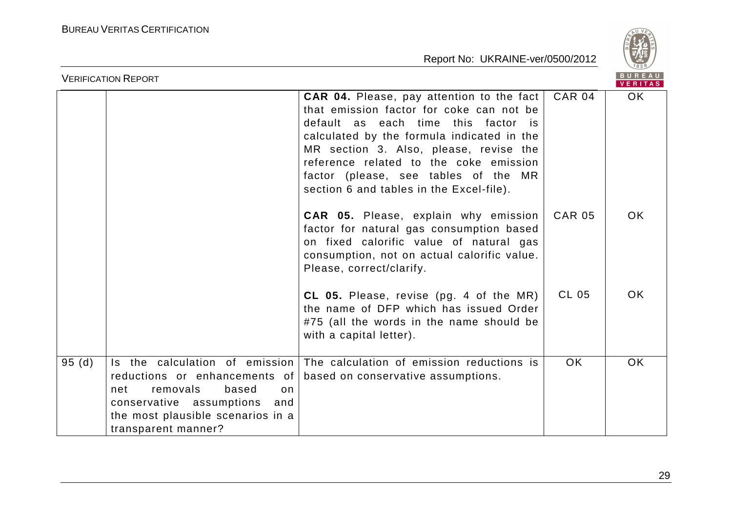| | | | | |
|---|---|---|---|---|
| | | **CAR 04.** Please, pay attention to the fact that emission factor for coke can not be default as each time this factor is calculated by the formula indicated in the MR section 3. Also, please, revise the reference related to the coke emission factor (please, see tables of the MR section 6 and tables in the Excel-file). | CAR 04 | OK |
| | | **CAR 05.** Please, explain why emission factor for natural gas consumption based on fixed calorific value of natural gas consumption, not on actual calorific value. Please, correct/clarify. | CAR 05 | OK |
| | | **CL 05.** Please, revise (pg. 4 of the MR) the name of DFP which has issued Order #75 (all the words in the name should be with a capital letter). | CL 05 | OK |
| 95 (d) | Is the calculation of emission reductions or enhancements of net removals based on conservative assumptions and the most plausible scenarios in a transparent manner? | The calculation of emission reductions is based on conservative assumptions. | OK | OK |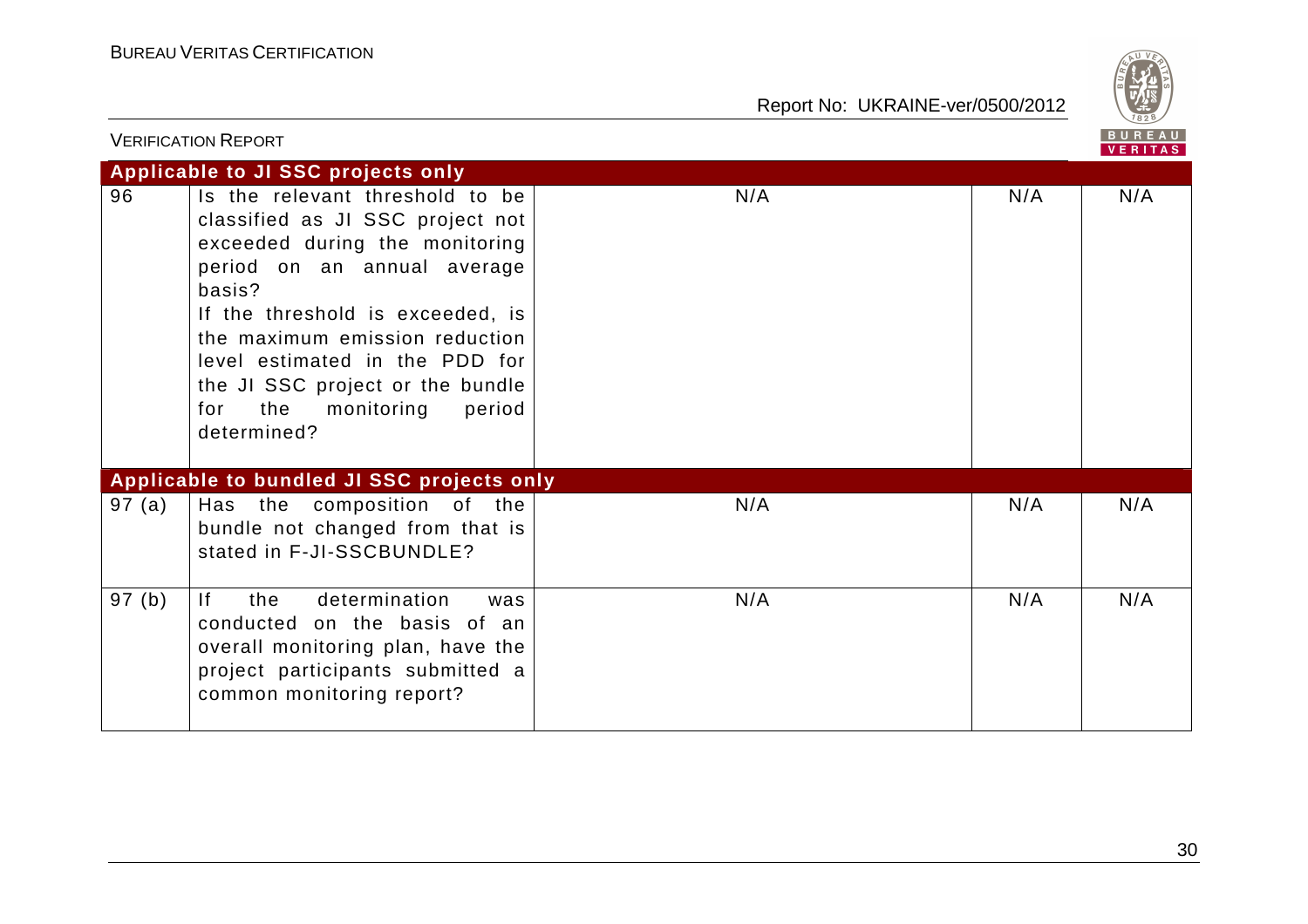| | | | | |
|---|---|---|---|---|
| **Applicable to JI SSC projects only** | | | | |
| 96 | Is the relevant threshold to be classified as JI SSC project not exceeded during the monitoring period on an annual average basis?<br>If the threshold is exceeded, is the maximum emission reduction level estimated in the PDD for the JI SSC project or the bundle for the monitoring period determined? | N/A | N/A | N/A |
| **Applicable to bundled JI SSC projects only** | | | | |
| 97 (a) | Has the composition of the bundle not changed from that is stated in F-JI-SSCBUNDLE? | N/A | N/A | N/A |
| 97 (b) | If the determination was conducted on the basis of an overall monitoring plan, have the project participants submitted a common monitoring report? | N/A | N/A | N/A |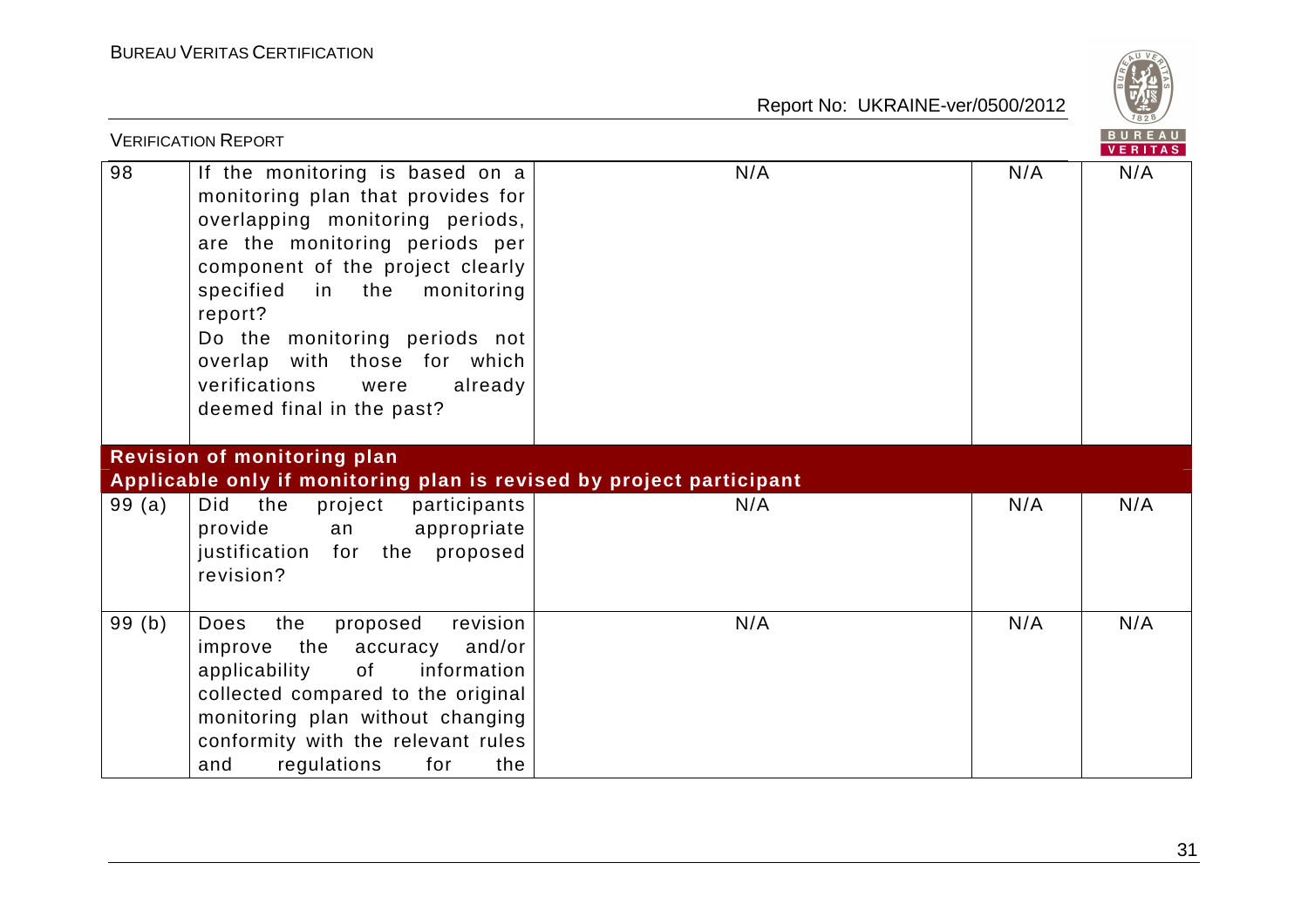| | | | | |
|---|---|---|---|---|
| 98 | If the monitoring is based on a monitoring plan that provides for overlapping monitoring periods, are the monitoring periods per component of the project clearly specified in the monitoring report?<br>Do the monitoring periods not overlap with those for which verifications were already deemed final in the past? | N/A | N/A | N/A |
| **Revision of monitoring plan**<br>**Applicable only if monitoring plan is revised by project participant** | | | | |
| 99 (a) | Did the project participants provide an appropriate justification for the proposed revision? | N/A | N/A | N/A |
| 99 (b) | Does the proposed revision improve the accuracy and/or applicability of information collected compared to the original monitoring plan without changing conformity with the relevant rules and regulations for the | N/A | N/A | N/A |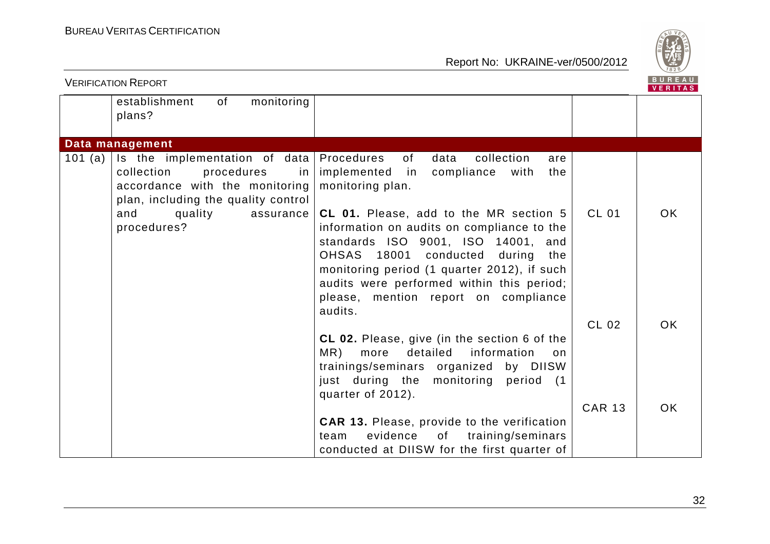| | establishment of monitoring plans? | | | |
|---|---|---|---|---|
| **Data management** | | | | |
| 101 (a) | Is the implementation of data collection procedures in accordance with the monitoring plan, including the quality control and quality assurance procedures? | Procedures of data collection are implemented in compliance with the monitoring plan. | | |
| | | **CL 01.** Please, add to the MR section 5 information on audits on compliance to the standards ISO 9001, ISO 14001, and OHSAS 18001 conducted during the monitoring period (1 quarter 2012), if such audits were performed within this period; please, mention report on compliance audits. | CL 01 | OK |
| | | **CL 02.** Please, give (in the section 6 of the MR) more detailed information on trainings/seminars organized by DIISW just during the monitoring period (1 quarter of 2012). | CL 02 | OK |
| | | **CAR 13.** Please, provide to the verification team evidence of training/seminars conducted at DIISW for the first quarter of | CAR 13 | OK |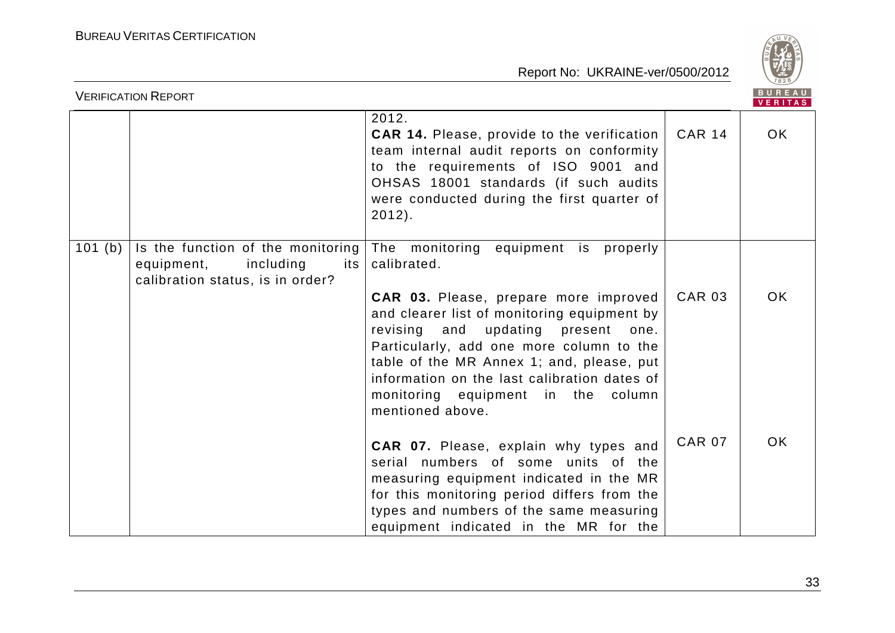| | | 2012.<br>**CAR 14.** Please, provide to the verification team internal audit reports on conformity to the requirements of ISO 9001 and OHSAS 18001 standards (if such audits were conducted during the first quarter of 2012). | CAR 14 | OK |
|---|---|---|---|---|
| 101 (b) | Is the function of the monitoring equipment, including its calibration status, is in order? | The monitoring equipment is properly calibrated.<br><br>**CAR 03.** Please, prepare more improved and clearer list of monitoring equipment by revising and updating present one. Particularly, add one more column to the table of the MR Annex 1; and, please, put information on the last calibration dates of monitoring equipment in the column mentioned above.<br><br>**CAR 07.** Please, explain why types and serial numbers of some units of the measuring equipment indicated in the MR for this monitoring period differs from the types and numbers of the same measuring equipment indicated in the MR for the | <br><br><br>CAR 03<br><br><br><br><br><br><br>CAR 07 | <br><br><br>OK<br><br><br><br><br><br><br>OK |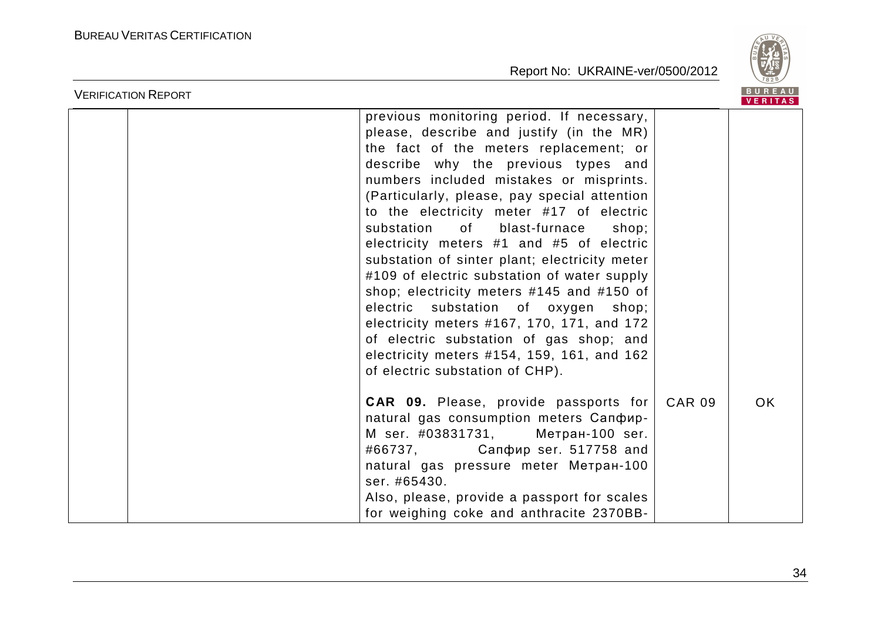|  |  | previous monitoring period. If necessary, please, describe and justify (in the MR) the fact of the meters replacement; or describe why the previous types and numbers included mistakes or misprints. (Particularly, please, pay special attention to the electricity meter #17 of electric substation of blast-furnace shop; electricity meters #1 and #5 of electric substation of sinter plant; electricity meter #109 of electric substation of water supply shop; electricity meters #145 and #150 of electric substation of oxygen shop; electricity meters #167, 170, 171, and 172 of electric substation of gas shop; and electricity meters #154, 159, 161, and 162 of electric substation of CHP).<br><br>**CAR 09.** Please, provide passports for natural gas consumption meters Сапфир-М ser. #03831731, Метран-100 ser. #66737, Сапфир ser. 517758 and natural gas pressure meter Метран-100 ser. #65430.<br>Also, please, provide a passport for scales for weighing coke and anthracite 2370ВВ- | CAR 09 | OK |
|---|---|---|---|---|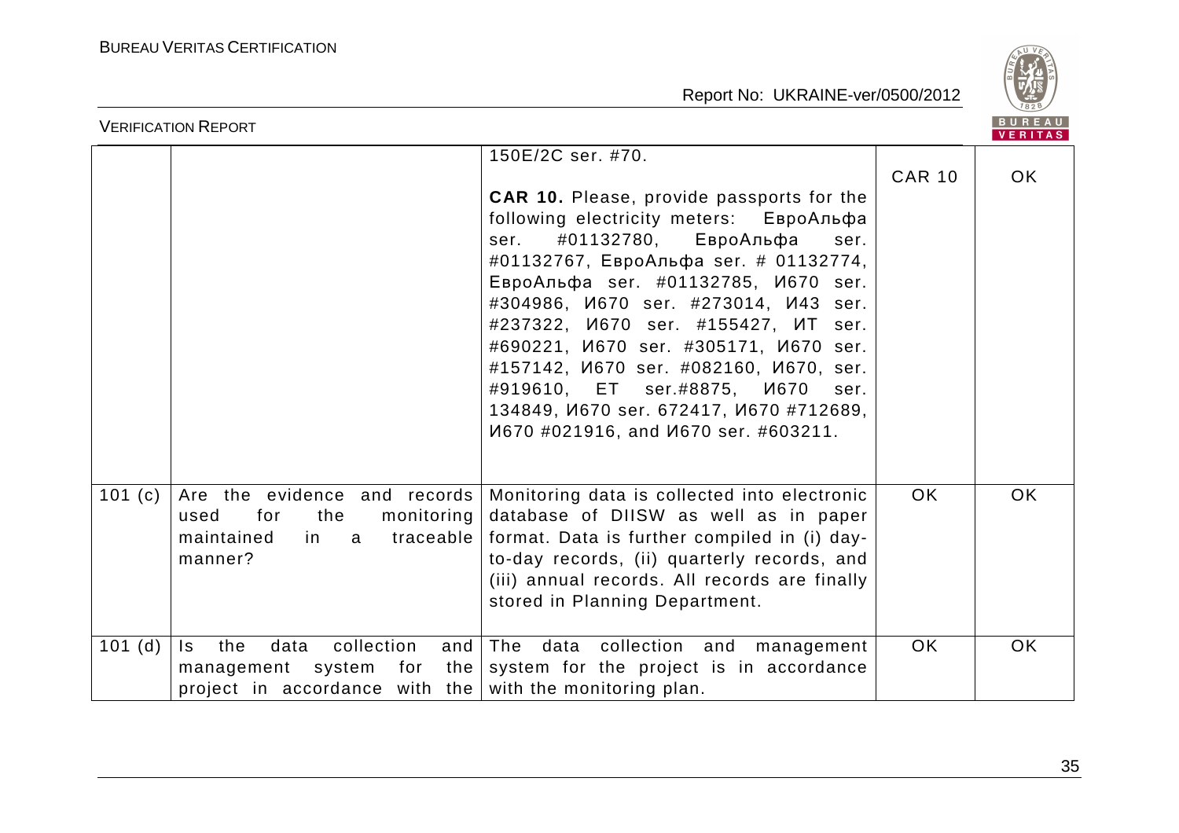| | | 150E/2C ser. #70.<br><br>**CAR 10.** Please, provide passports for the following electricity meters: ЕвроАльфа ser. #01132780, ЕвроАльфа ser. #01132767, ЕвроАльфа ser. # 01132774, ЕвроАльфа ser. #01132785, И670 ser. #304986, И670 ser. #273014, И43 ser. #237322, И670 ser. #155427, ИТ ser. #690221, И670 ser. #305171, И670 ser. #157142, И670 ser. #082160, И670, ser. #919610, ET ser.#8875, И670 ser. 134849, И670 ser. 672417, И670 #712689, И670 #021916, and И670 ser. #603211. | CAR 10 | OK |
|---|---|---|---|---|
| 101 (c) | Are the evidence and records used for the monitoring maintained in a traceable manner? | Monitoring data is collected into electronic database of DIISW as well as in paper format. Data is further compiled in (i) day-to-day records, (ii) quarterly records, and (iii) annual records. All records are finally stored in Planning Department. | OK | OK |
| 101 (d) | Is the data collection and management system for the project in accordance with the | The data collection and management system for the project is in accordance with the monitoring plan. | OK | OK |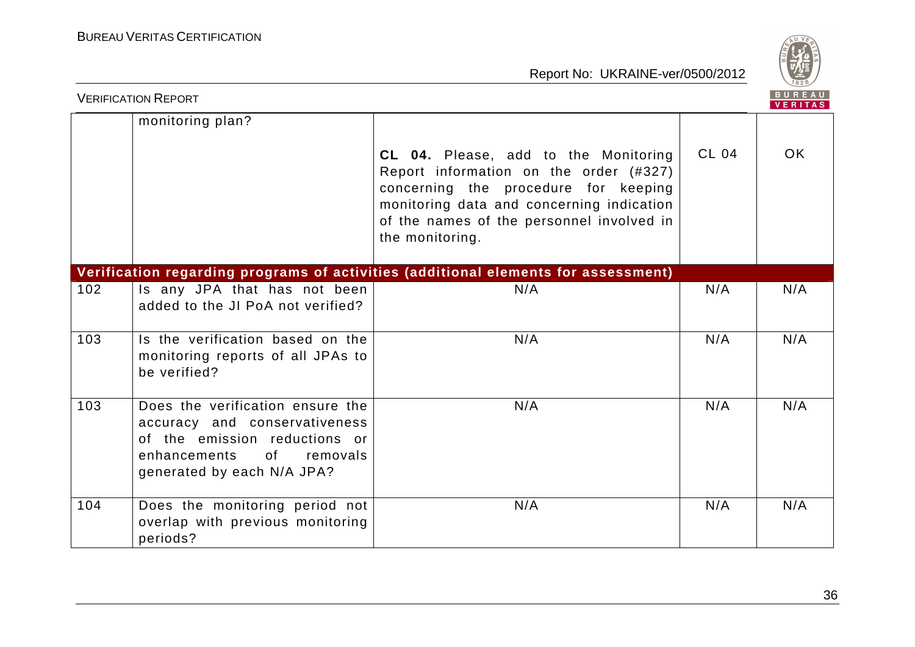|  |  |  |  |  |
|---|---|---|---|---|
|  | monitoring plan? | **CL 04.** Please, add to the Monitoring Report information on the order (#327) concerning the procedure for keeping monitoring data and concerning indication of the names of the personnel involved in the monitoring. | CL 04 | OK |
| **Verification regarding programs of activities (additional elements for assessment)** | | | | |
| 102 | Is any JPA that has not been added to the JI PoA not verified? | N/A | N/A | N/A |
| 103 | Is the verification based on the monitoring reports of all JPAs to be verified? | N/A | N/A | N/A |
| 103 | Does the verification ensure the accuracy and conservativeness of the emission reductions or enhancements of removals generated by each N/A JPA? | N/A | N/A | N/A |
| 104 | Does the monitoring period not overlap with previous monitoring periods? | N/A | N/A | N/A |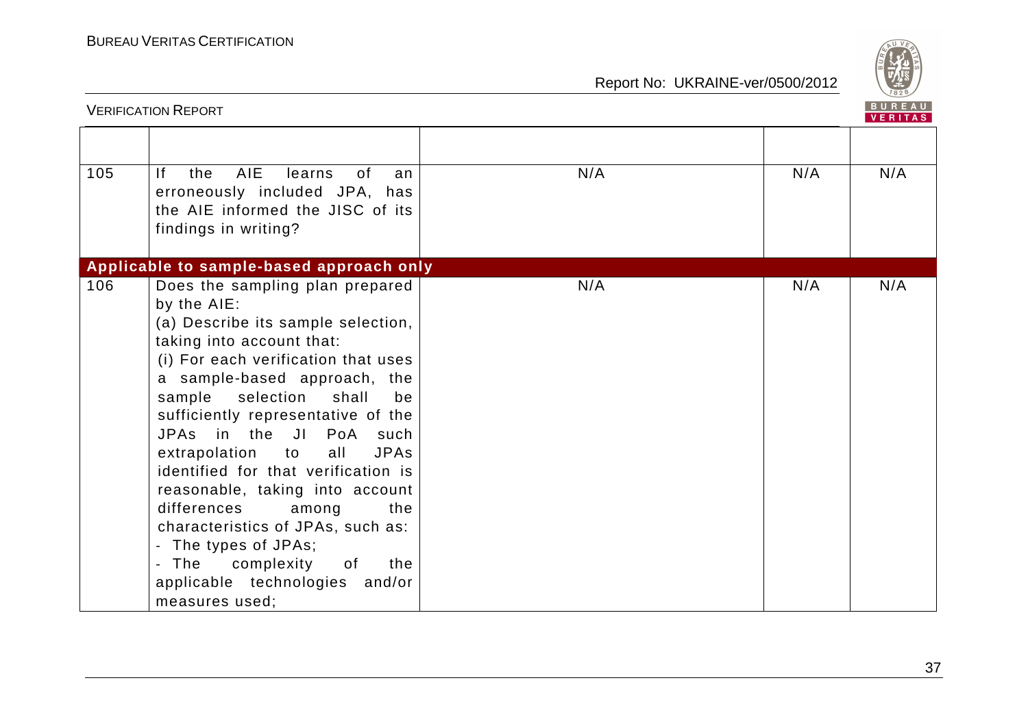| | | | | |
|---|---|---|---|---|
| 105 | If the AIE learns of an erroneously included JPA, has the AIE informed the JISC of its findings in writing? | N/A | N/A | N/A |
| **Applicable to sample-based approach only** | | | | |
| 106 | Does the sampling plan prepared by the AIE:<br>(a) Describe its sample selection, taking into account that:<br>(i) For each verification that uses a sample-based approach, the sample selection shall be sufficiently representative of the JPAs in the JI PoA such extrapolation to all JPAs identified for that verification is reasonable, taking into account differences among the characteristics of JPAs, such as:<br>- The types of JPAs;<br>- The complexity of the applicable technologies and/or measures used; | N/A | N/A | N/A |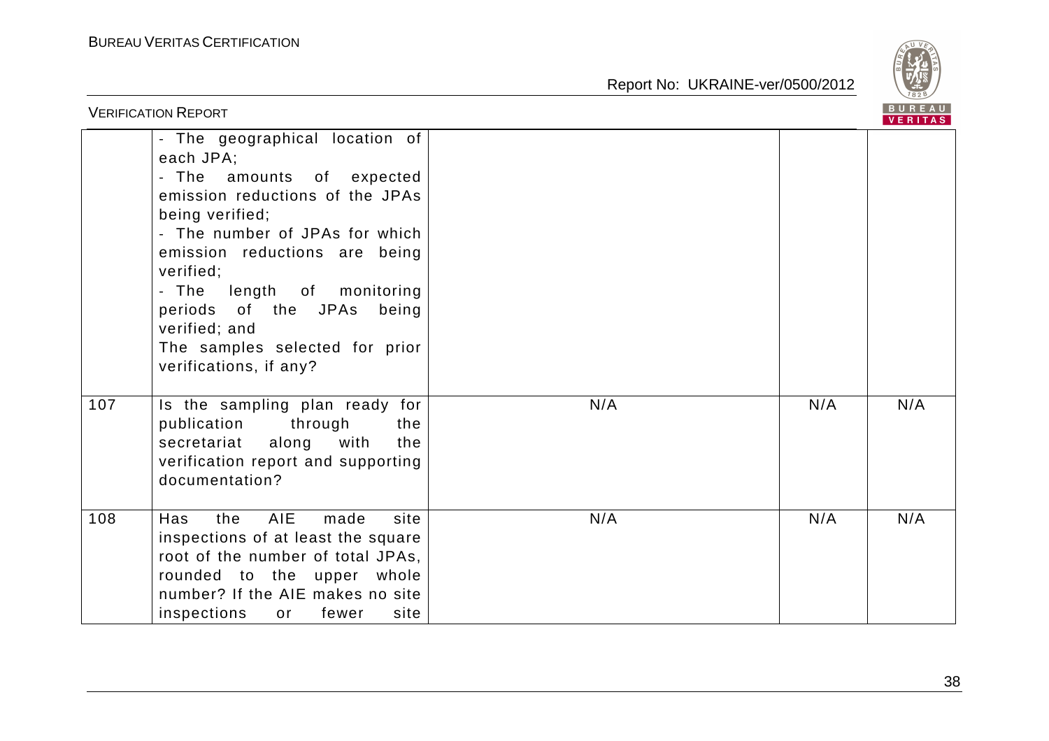| | | | | |
|---|---|---|---|---|
| | - The geographical location of each JPA;<br>- The amounts of expected emission reductions of the JPAs being verified;<br>- The number of JPAs for which emission reductions are being verified;<br>- The length of monitoring periods of the JPAs being verified; and<br>The samples selected for prior verifications, if any? | | | |
| 107 | Is the sampling plan ready for publication through the secretariat along with the verification report and supporting documentation? | N/A | N/A | N/A |
| 108 | Has the AIE made site inspections of at least the square root of the number of total JPAs, rounded to the upper whole number? If the AIE makes no site inspections or fewer site | N/A | N/A | N/A |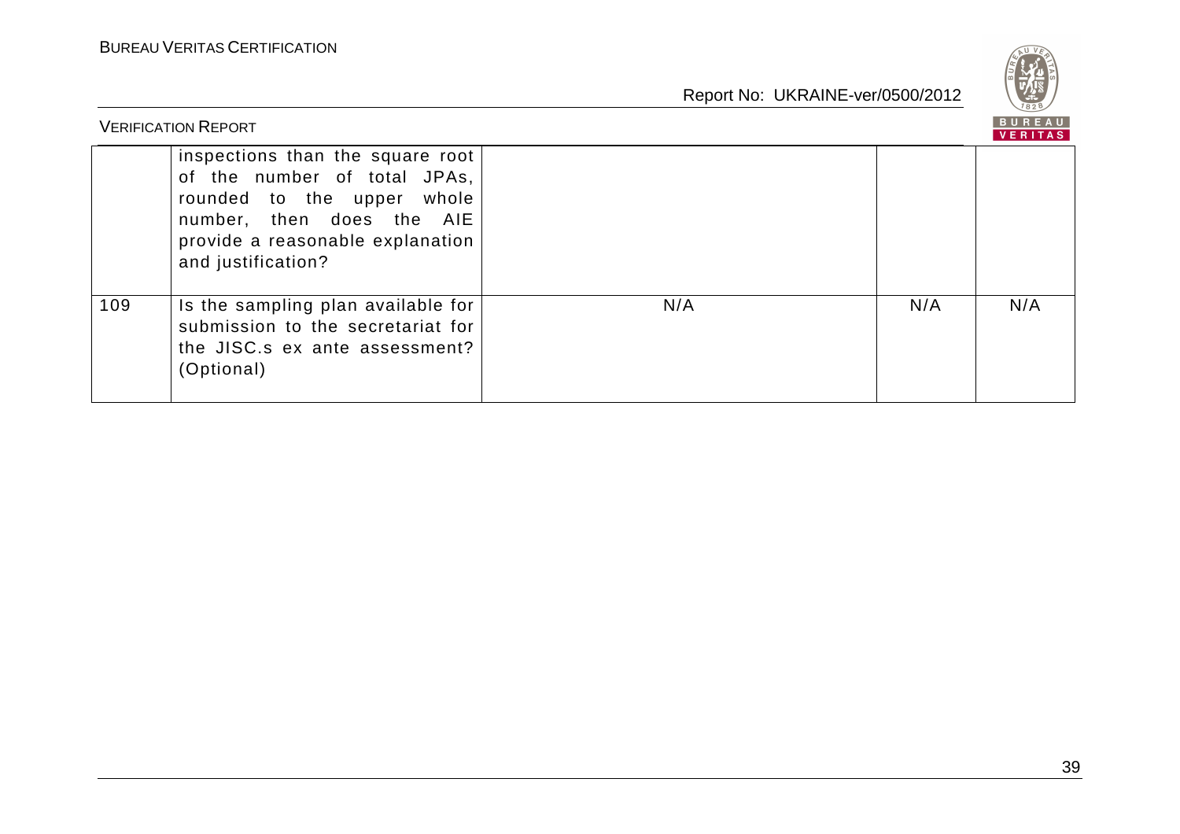|  | inspections than the square root of the number of total JPAs, rounded to the upper whole number, then does the AIE provide a reasonable explanation and justification? |  |  |  |
|---|---|---|---|---|
| 109 | Is the sampling plan available for submission to the secretariat for the JISC.s ex ante assessment? (Optional) | N/A | N/A | N/A |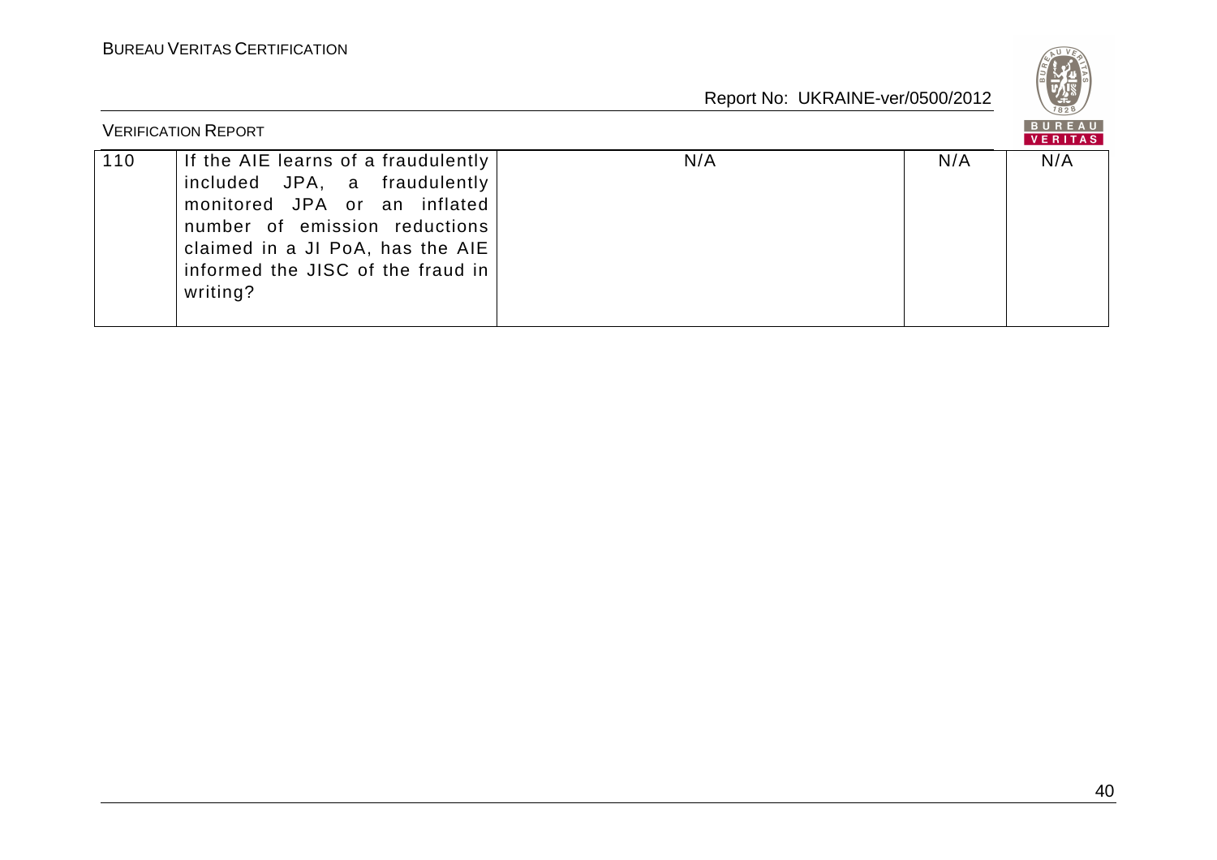| 110 | If the AIE learns of a fraudulently included JPA, a fraudulently monitored JPA or an inflated number of emission reductions claimed in a JI PoA, has the AIE informed the JISC of the fraud in writing? | N/A | N/A | N/A |
|---|---|---|---|---|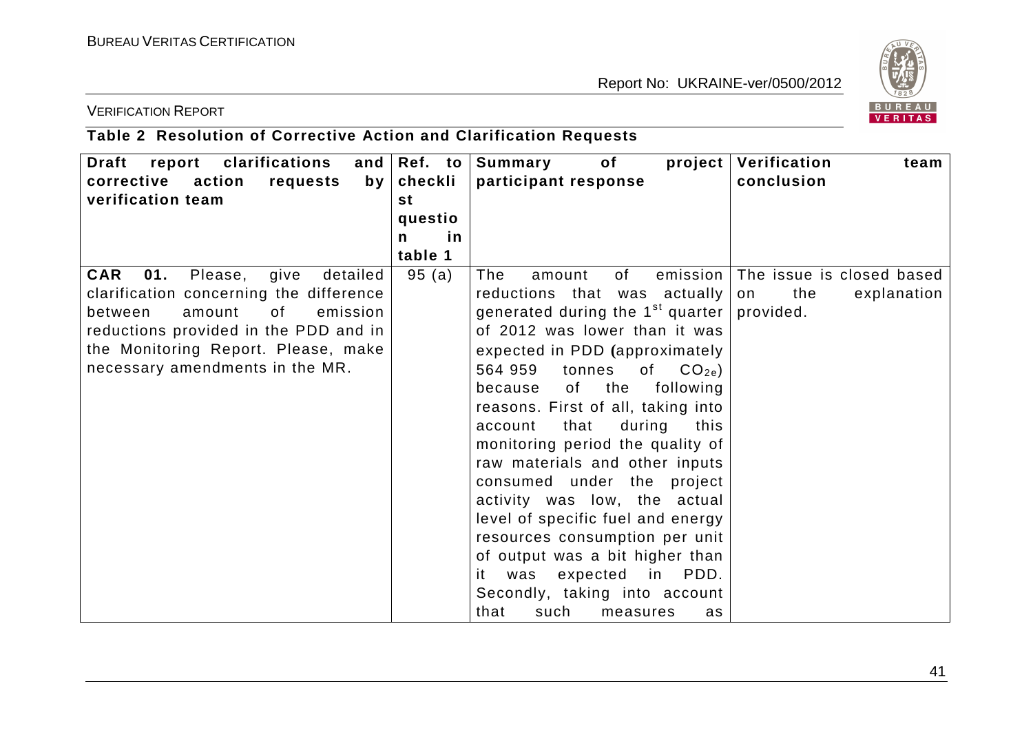VERIFICATION REPORT

## Table 2 Resolution of Corrective Action and Clarification Requests

| Draft report clarifications and corrective action requests by verification team | Ref. to checklist question in table 1 | Summary of project participant response | Verification team conclusion |
|---|---|---|---|
| **CAR 01.** Please, give detailed clarification concerning the difference between amount of emission reductions provided in the PDD and in the Monitoring Report. Please, make necessary amendments in the MR. | 95 (a) | The amount of emission reductions that was actually generated during the 1st quarter of 2012 was lower than it was expected in PDD **(**approximately 564 959 tonnes of $CO_{2e}$) because of the following reasons. First of all, taking into account that during this monitoring period the quality of raw materials and other inputs consumed under the project activity was low, the actual level of specific fuel and energy resources consumption per unit of output was a bit higher than it was expected in PDD. Secondly, taking into account that such measures as | The issue is closed based on the explanation provided. |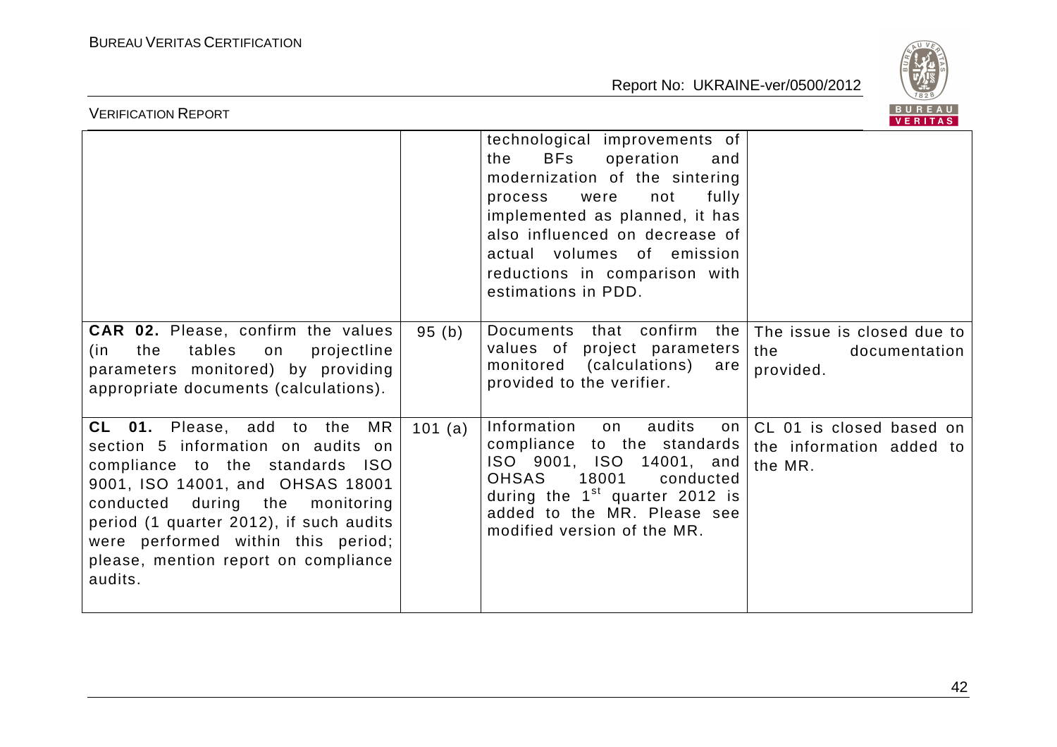| | | | |
|---|---|---|---|
| | | technological improvements of the BFs operation and modernization of the sintering process were not fully implemented as planned, it has also influenced on decrease of actual volumes of emission reductions in comparison with estimations in PDD. | |
| **CAR 02.** Please, confirm the values (in the tables on projectline parameters monitored) by providing appropriate documents (calculations). | 95 (b) | Documents that confirm the values of project parameters monitored (calculations) are provided to the verifier. | The issue is closed due to the documentation provided. |
| **CL 01.** Please, add to the MR section 5 information on audits on compliance to the standards ISO 9001, ISO 14001, and OHSAS 18001 conducted during the monitoring period (1 quarter 2012), if such audits were performed within this period; please, mention report on compliance audits. | 101 (a) | Information on audits on compliance to the standards ISO 9001, ISO 14001, and OHSAS 18001 conducted during the 1st quarter 2012 is added to the MR. Please see modified version of the MR. | CL 01 is closed based on the information added to the MR. |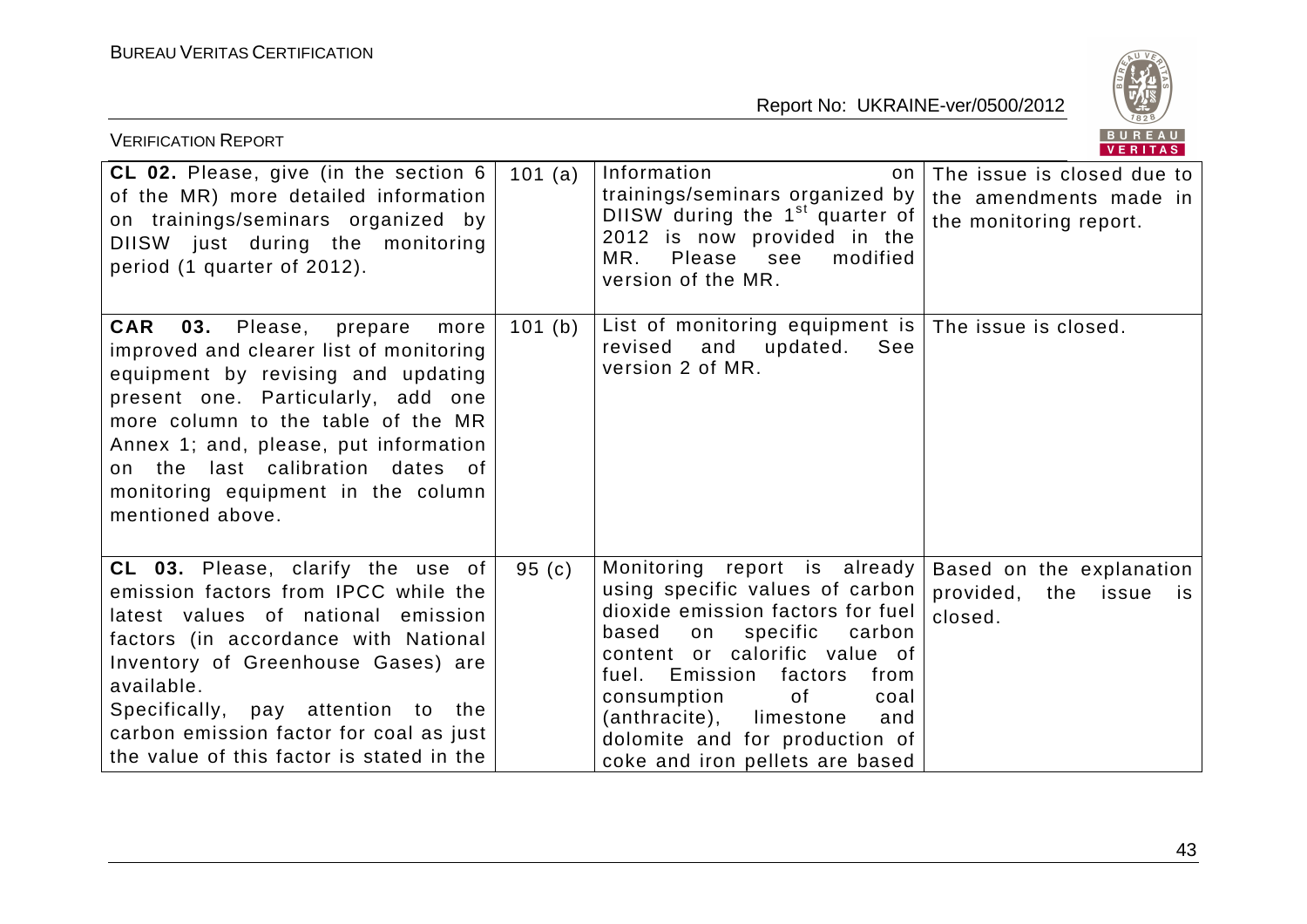| | | | |
|---|---|---|---|
| **CL 02.** Please, give (in the section 6 of the MR) more detailed information on trainings/seminars organized by DIISW just during the monitoring period (1 quarter of 2012). | 101 (a) | Information on trainings/seminars organized by DIISW during the 1st quarter of 2012 is now provided in the MR. Please see modified version of the MR. | The issue is closed due to the amendments made in the monitoring report. |
| **CAR 03.** Please, prepare more improved and clearer list of monitoring equipment by revising and updating present one. Particularly, add one more column to the table of the MR Annex 1; and, please, put information on the last calibration dates of monitoring equipment in the column mentioned above. | 101 (b) | List of monitoring equipment is revised and updated. See version 2 of MR. | The issue is closed. |
| **CL 03.** Please, clarify the use of emission factors from IPCC while the latest values of national emission factors (in accordance with National Inventory of Greenhouse Gases) are available.<br>Specifically, pay attention to the carbon emission factor for coal as just the value of this factor is stated in the | 95 (c) | Monitoring report is already using specific values of carbon dioxide emission factors for fuel based on specific carbon content or calorific value of fuel. Emission factors from consumption of coal (anthracite), limestone and dolomite and for production of coke and iron pellets are based | Based on the explanation provided, the issue is closed. |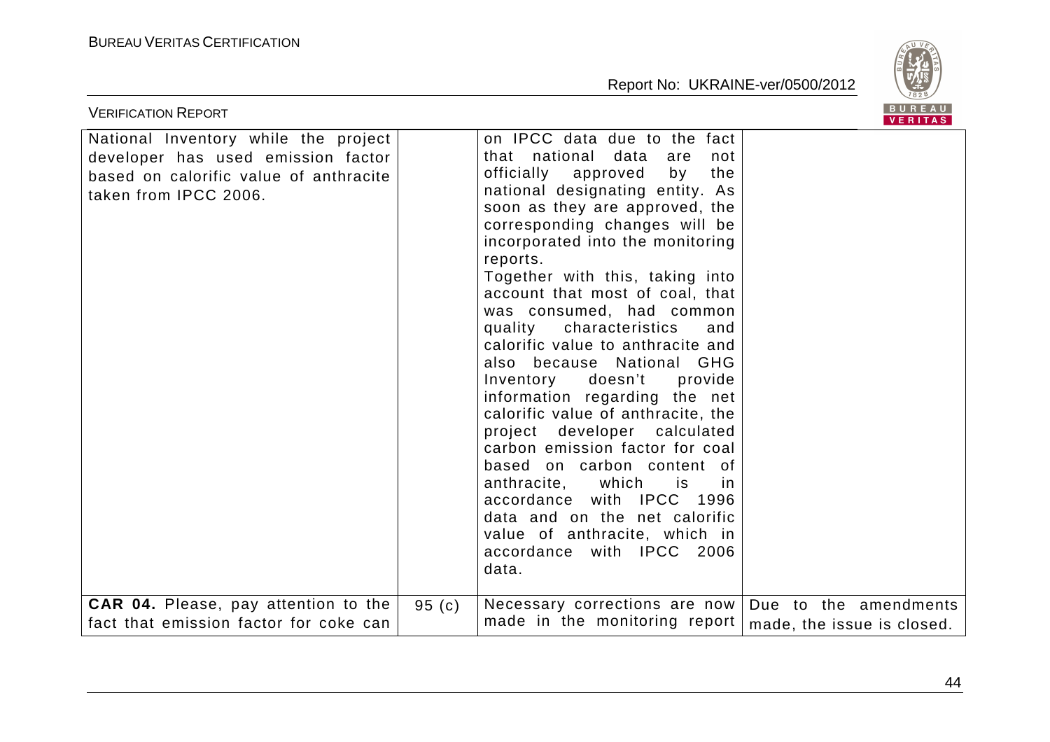| | | | |
|---|---|---|---|
| National Inventory while the project developer has used emission factor based on calorific value of anthracite taken from IPCC 2006. | | on IPCC data due to the fact that national data are not officially approved by the national designating entity. As soon as they are approved, the corresponding changes will be incorporated into the monitoring reports.<br>Together with this, taking into account that most of coal, that was consumed, had common quality characteristics and calorific value to anthracite and also because National GHG Inventory doesn't provide information regarding the net calorific value of anthracite, the project developer calculated carbon emission factor for coal based on carbon content of anthracite, which is in accordance with IPCC 1996 data and on the net calorific value of anthracite, which in accordance with IPCC 2006 data. | |
| **CAR 04.** Please, pay attention to the fact that emission factor for coke can | 95 (c) | Necessary corrections are now made in the monitoring report | Due to the amendments made, the issue is closed. |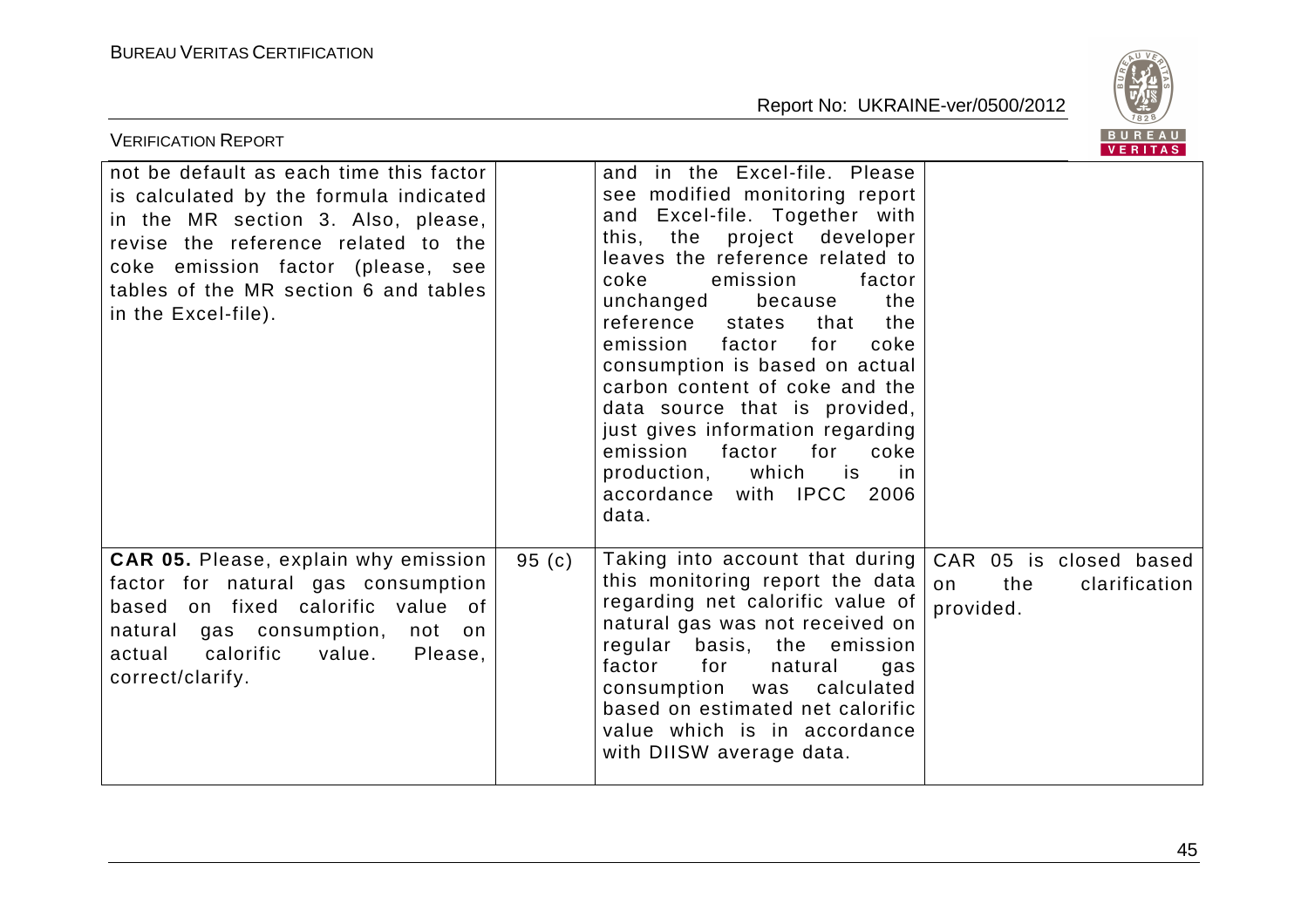| | | | |
|---|---|---|---|
| not be default as each time this factor is calculated by the formula indicated in the MR section 3. Also, please, revise the reference related to the coke emission factor (please, see tables of the MR section 6 and tables in the Excel-file). | | and in the Excel-file. Please see modified monitoring report and Excel-file. Together with this, the project developer leaves the reference related to coke emission factor unchanged because the reference states that the emission factor for coke consumption is based on actual carbon content of coke and the data source that is provided, just gives information regarding emission factor for coke production, which is in accordance with IPCC 2006 data. | |
| **CAR 05.** Please, explain why emission factor for natural gas consumption based on fixed calorific value of natural gas consumption, not on actual calorific value. Please, correct/clarify. | 95 (c) | Taking into account that during this monitoring report the data regarding net calorific value of natural gas was not received on regular basis, the emission factor for natural gas consumption was calculated based on estimated net calorific value which is in accordance with DIISW average data. | CAR 05 is closed based on the clarification provided. |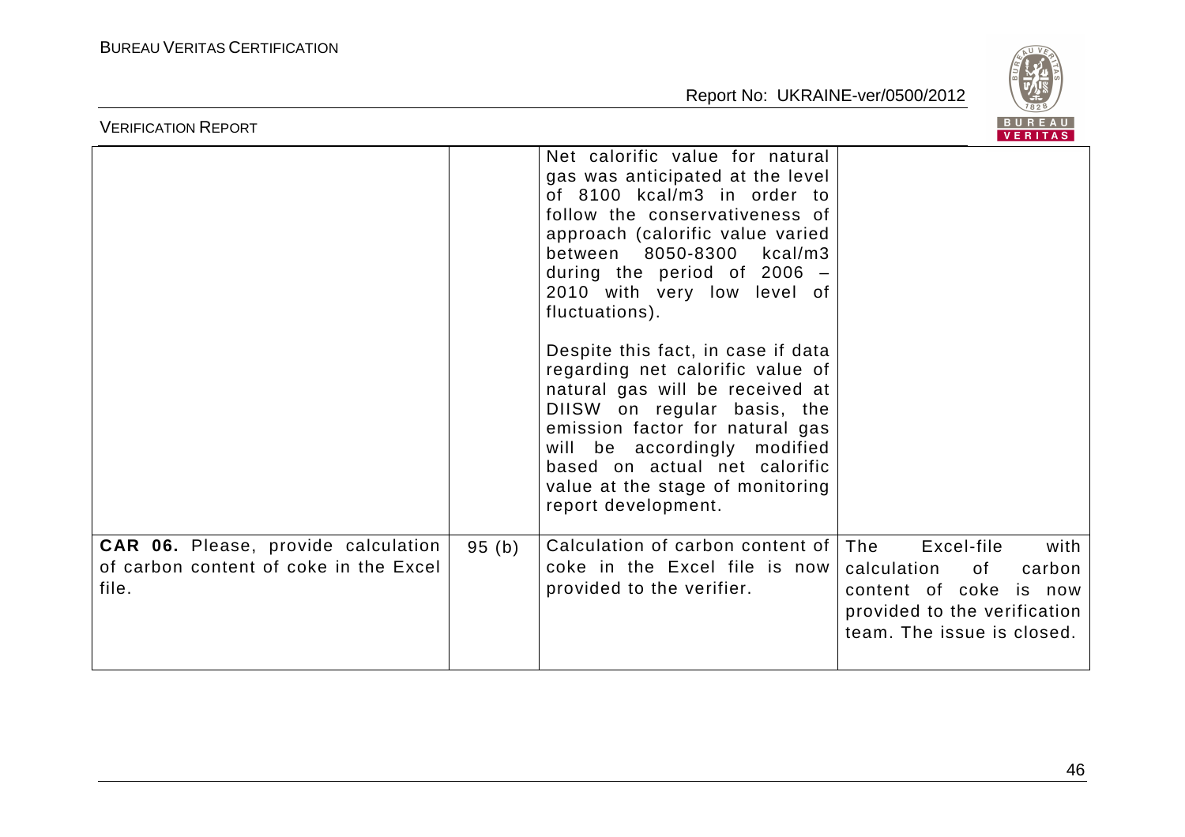|  |  |  |  |
|---|---|---|---|
|  |  | Net calorific value for natural gas was anticipated at the level of 8100 kcal/m3 in order to follow the conservativeness of approach (calorific value varied between 8050-8300 kcal/m3 during the period of 2006 – 2010 with very low level of fluctuations).<br><br>Despite this fact, in case if data regarding net calorific value of natural gas will be received at DIISW on regular basis, the emission factor for natural gas will be accordingly modified based on actual net calorific value at the stage of monitoring report development. |  |
| **CAR 06.** Please, provide calculation of carbon content of coke in the Excel file. | 95 (b) | Calculation of carbon content of coke in the Excel file is now provided to the verifier. | The Excel-file with calculation of carbon content of coke is now provided to the verification team. The issue is closed. |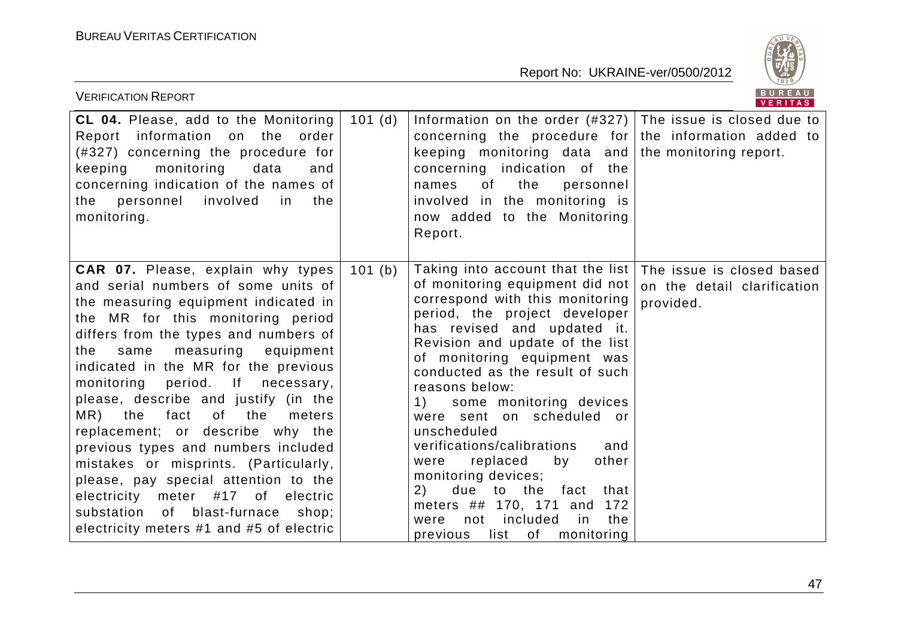| | | | |
|---|---|---|---|
| **CL 04.** Please, add to the Monitoring Report information on the order (#327) concerning the procedure for keeping monitoring data and concerning indication of the names of the personnel involved in the monitoring. | 101 (d) | Information on the order (#327) concerning the procedure for keeping monitoring data and concerning indication of the names of the personnel involved in the monitoring is now added to the Monitoring Report. | The issue is closed due to the information added to the monitoring report. |
| **CAR 07.** Please, explain why types and serial numbers of some units of the measuring equipment indicated in the MR for this monitoring period differs from the types and numbers of the same measuring equipment indicated in the MR for the previous monitoring period. If necessary, please, describe and justify (in the MR) the fact of the meters replacement; or describe why the previous types and numbers included mistakes or misprints. (Particularly, please, pay special attention to the electricity meter #17 of electric substation of blast-furnace shop; electricity meters #1 and #5 of electric | 101 (b) | Taking into account that the list of monitoring equipment did not correspond with this monitoring period, the project developer has revised and updated it. Revision and update of the list of monitoring equipment was conducted as the result of such reasons below:<br>1) some monitoring devices were sent on scheduled or unscheduled verifications/calibrations and were replaced by other monitoring devices;<br>2) due to the fact that meters ## 170, 171 and 172 were not included in the previous list of monitoring | The issue is closed based on the detail clarification provided. |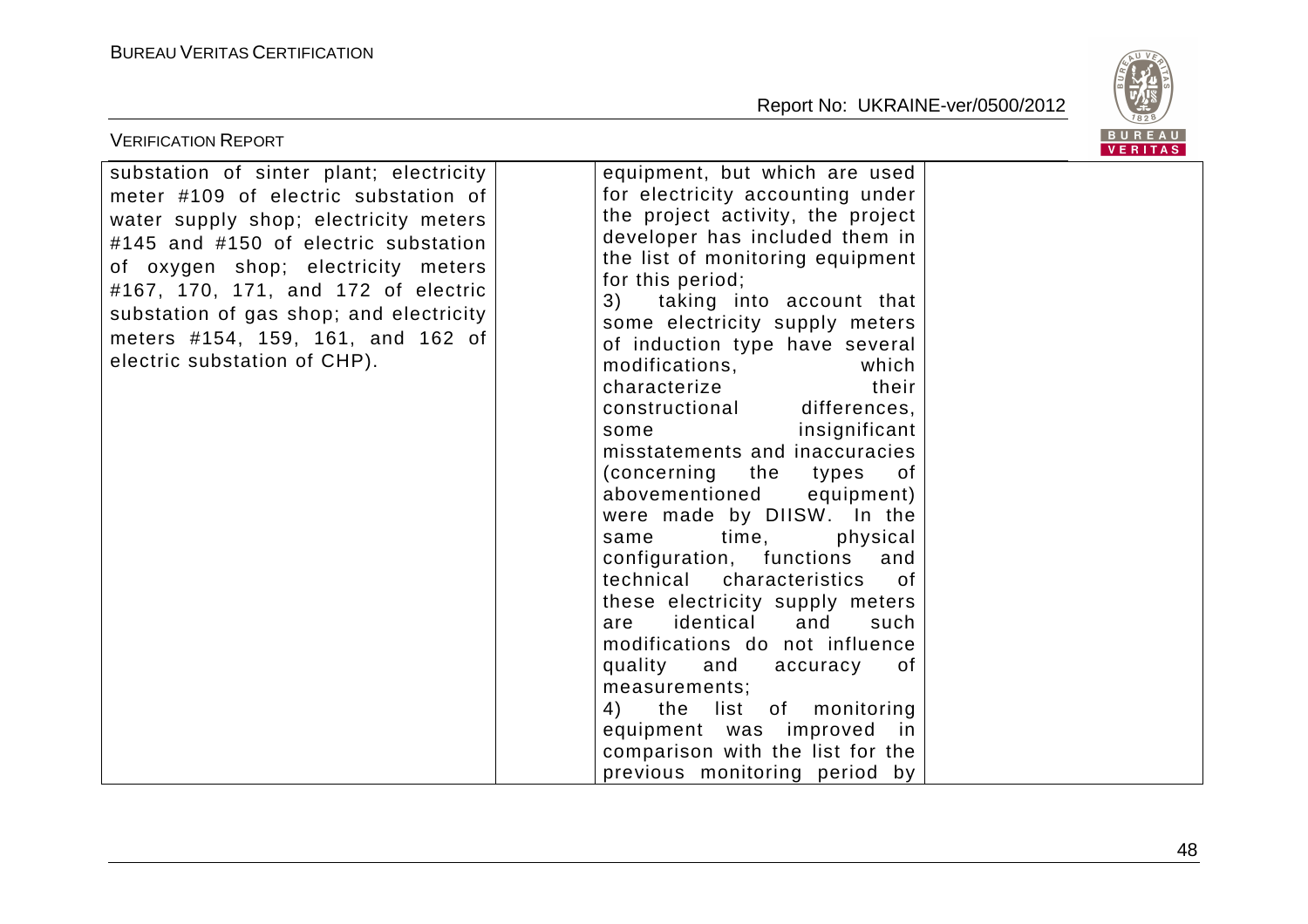| | | | |
|---|---|---|---|
| substation of sinter plant; electricity meter #109 of electric substation of water supply shop; electricity meters #145 and #150 of electric substation of oxygen shop; electricity meters #167, 170, 171, and 172 of electric substation of gas shop; and electricity meters #154, 159, 161, and 162 of electric substation of CHP). | | equipment, but which are used for electricity accounting under the project activity, the project developer has included them in the list of monitoring equipment for this period;<br>3) taking into account that some electricity supply meters of induction type have several modifications, which characterize their constructional differences, some insignificant misstatements and inaccuracies (concerning the types of abovementioned equipment) were made by DIISW. In the same time, physical configuration, functions and technical characteristics of these electricity supply meters are identical and such modifications do not influence quality and accuracy of measurements;<br>4) the list of monitoring equipment was improved in comparison with the list for the previous monitoring period by | |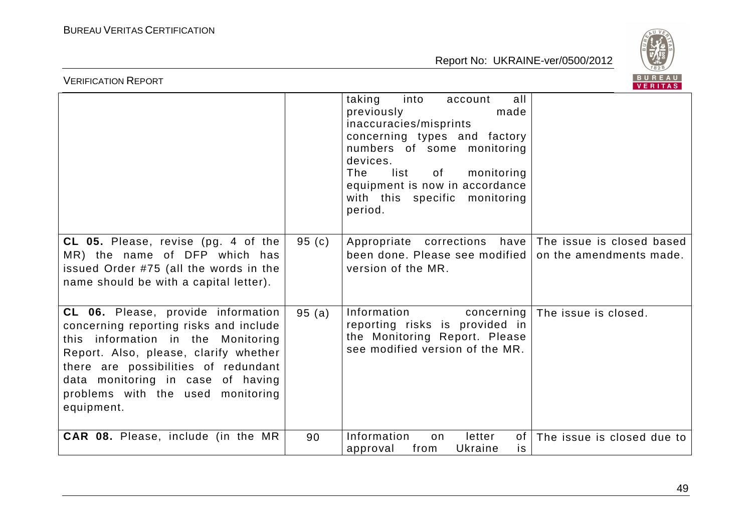| | | | |
|---|---|---|---|
| | | taking into account all previously made inaccuracies/misprints concerning types and factory numbers of some monitoring devices. The list of monitoring equipment is now in accordance with this specific monitoring period. | |
| **CL 05.** Please, revise (pg. 4 of the MR) the name of DFP which has issued Order #75 (all the words in the name should be with a capital letter). | 95 (c) | Appropriate corrections have been done. Please see modified version of the MR. | The issue is closed based on the amendments made. |
| **CL 06.** Please, provide information concerning reporting risks and include this information in the Monitoring Report. Also, please, clarify whether there are possibilities of redundant data monitoring in case of having problems with the used monitoring equipment. | 95 (a) | Information concerning reporting risks is provided in the Monitoring Report. Please see modified version of the MR. | The issue is closed. |
| **CAR 08.** Please, include (in the MR | 90 | Information on letter of approval from Ukraine is | The issue is closed due to |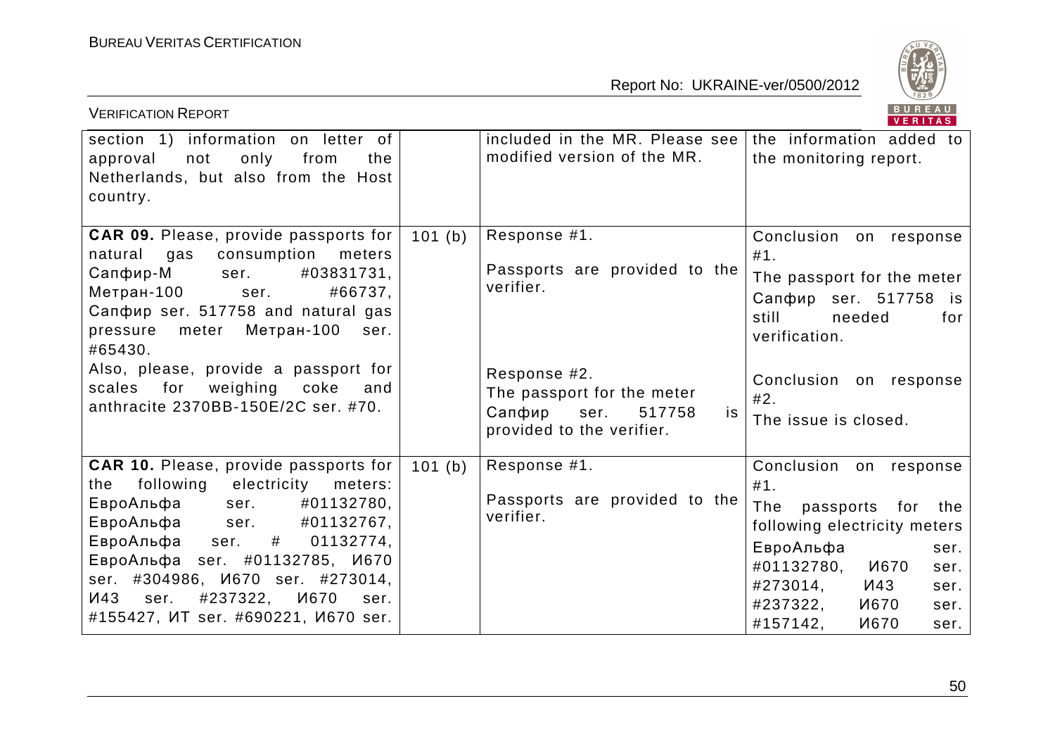| | | | |
|---|---|---|---|
| section 1) information on letter of approval not only from the Netherlands, but also from the Host country. | | included in the MR. Please see modified version of the MR. | the information added to the monitoring report. |
| **CAR 09.** Please, provide passports for natural gas consumption meters Сапфир-М ser. #03831731, Метран-100 ser. #66737, Сапфир ser. 517758 and natural gas pressure meter Метран-100 ser. #65430.<br>Also, please, provide a passport for scales for weighing coke and anthracite 2370BB-150E/2C ser. #70. | 101 (b) | Response #1.<br>Passports are provided to the verifier.<br><br>Response #2.<br>The passport for the meter Сапфир ser. 517758 is provided to the verifier. | Conclusion on response #1.<br>The passport for the meter Сапфир ser. 517758 is still needed for verification.<br><br>Conclusion on response #2.<br>The issue is closed. |
| **CAR 10.** Please, provide passports for the following electricity meters: ЕвроАльфа ser. #01132780, ЕвроАльфа ser. #01132767, ЕвроАльфа ser. # 01132774, ЕвроАльфа ser. #01132785, И670 ser. #304986, И670 ser. #273014, И43 ser. #237322, И670 ser. #155427, ИТ ser. #690221, И670 ser. | 101 (b) | Response #1.<br>Passports are provided to the verifier. | Conclusion on response #1.<br>The passports for the following electricity meters ЕвроАльфа ser. #01132780, И670 ser. #273014, И43 ser. #237322, И670 ser. #157142, И670 ser. |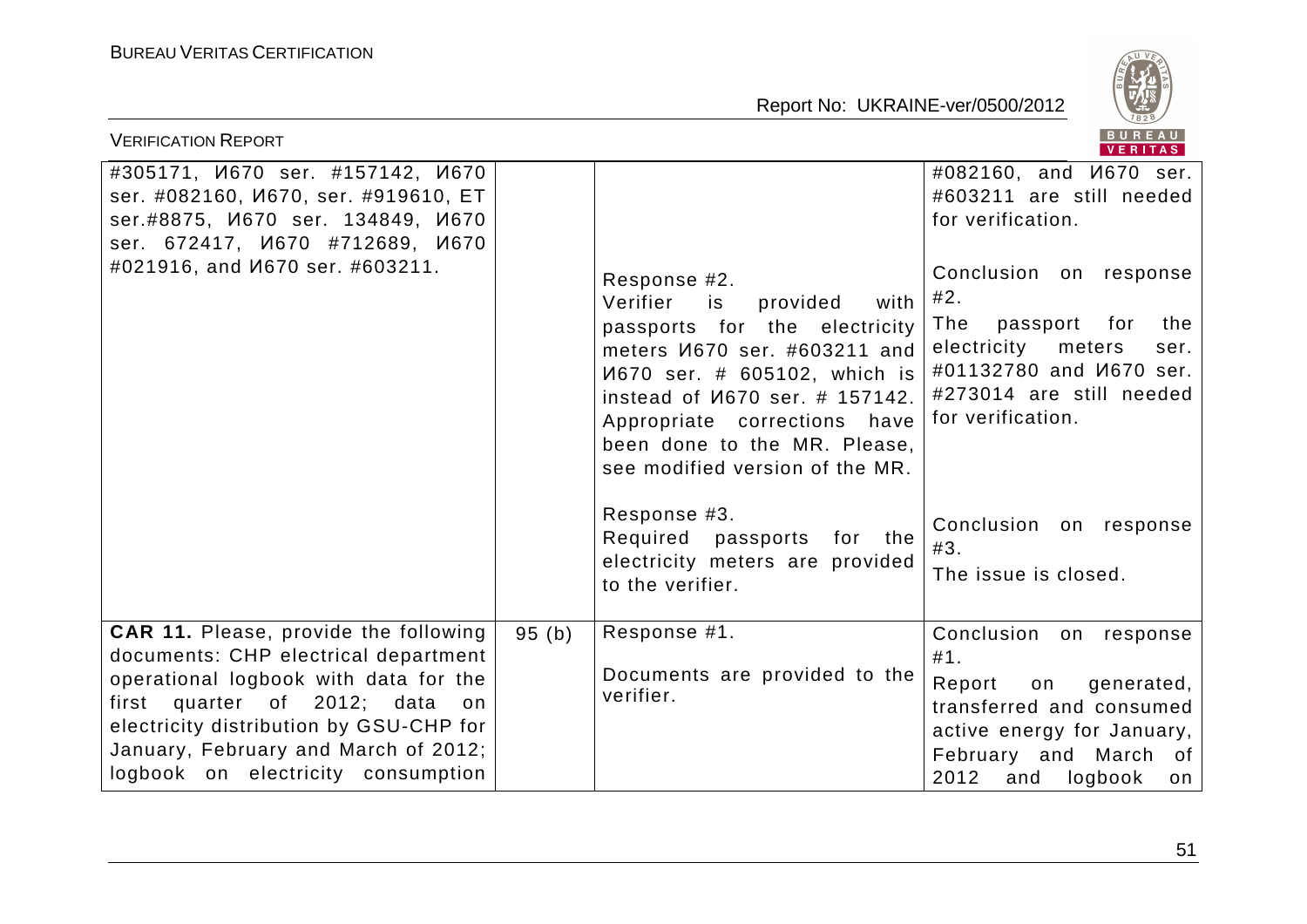| | | | |
|---|---|---|---|
| #305171, И670 ser. #157142, И670 ser. #082160, И670, ser. #919610, ET ser.#8875, И670 ser. 134849, И670 ser. 672417, И670 #712689, И670 #021916, and И670 ser. #603211. | | Response #2.<br>Verifier is provided with passports for the electricity meters И670 ser. #603211 and И670 ser. # 605102, which is instead of И670 ser. # 157142. Appropriate corrections have been done to the MR. Please, see modified version of the MR.<br><br>Response #3.<br>Required passports for the electricity meters are provided to the verifier. | #082160, and И670 ser. #603211 are still needed for verification.<br><br>Conclusion on response #2.<br>The passport for the electricity meters ser. #01132780 and И670 ser. #273014 are still needed for verification.<br><br>Conclusion on response #3.<br>The issue is closed. |
| **CAR 11.** Please, provide the following documents: CHP electrical department operational logbook with data for the first quarter of 2012; data on electricity distribution by GSU-CHP for January, February and March of 2012; logbook on electricity consumption | 95 (b) | Response #1.<br><br>Documents are provided to the verifier. | Conclusion on response #1.<br>Report on generated, transferred and consumed active energy for January, February and March of 2012 and logbook on |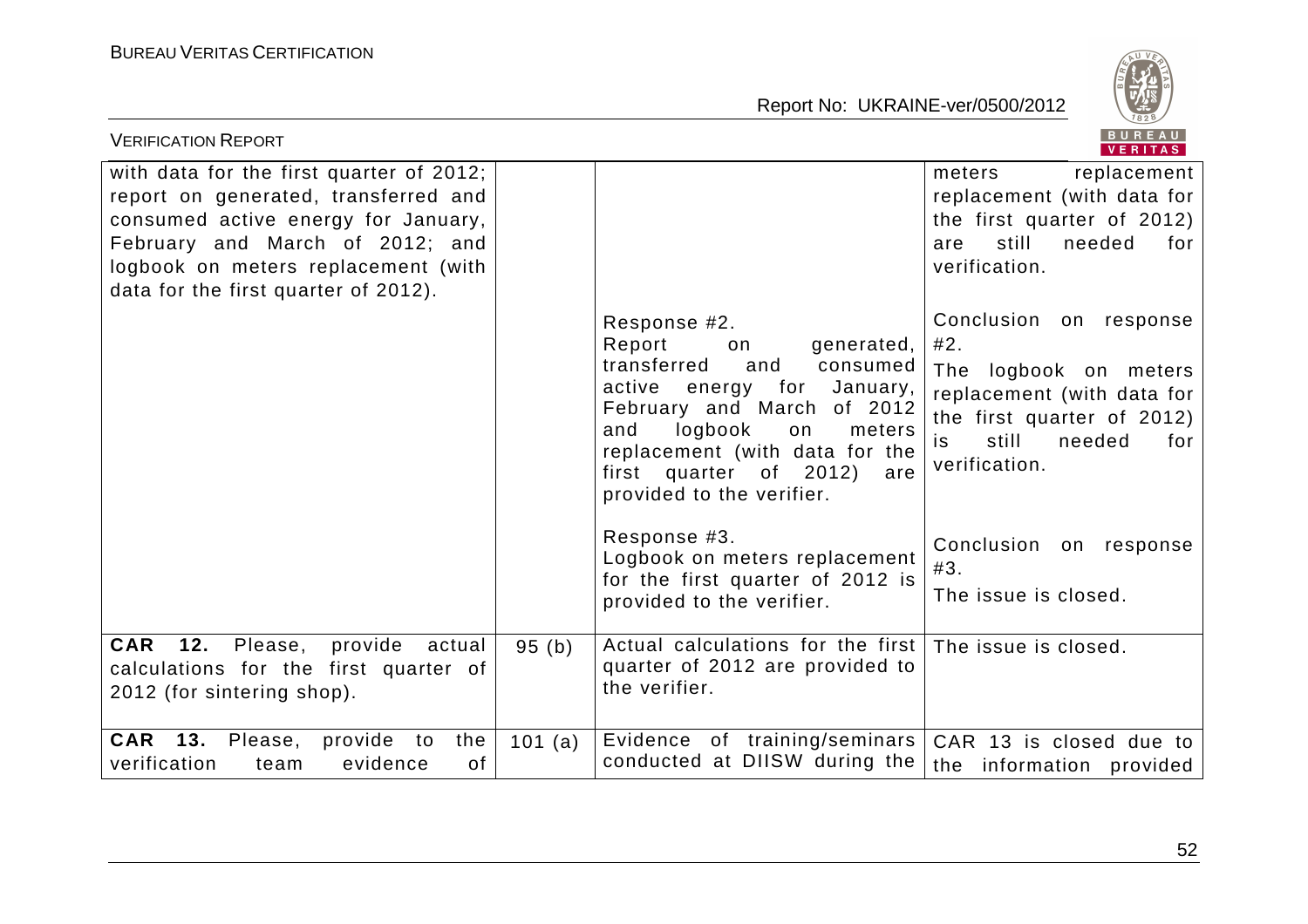| | | | |
|---|---|---|---|
| with data for the first quarter of 2012; report on generated, transferred and consumed active energy for January, February and March of 2012; and logbook on meters replacement (with data for the first quarter of 2012). | | | meters replacement replacement (with data for the first quarter of 2012) are still needed for verification. |
| | | Response #2.<br>Report on generated, transferred and consumed active energy for January, February and March of 2012 and logbook on meters replacement (with data for the first quarter of 2012) are provided to the verifier. | Conclusion on response #2.<br>The logbook on meters replacement (with data for the first quarter of 2012) is still needed for verification. |
| | | Response #3.<br>Logbook on meters replacement for the first quarter of 2012 is provided to the verifier. | Conclusion on response #3.<br>The issue is closed. |
| **CAR 12.** Please, provide actual calculations for the first quarter of 2012 (for sintering shop). | 95 (b) | Actual calculations for the first quarter of 2012 are provided to the verifier. | The issue is closed. |
| **CAR 13.** Please, provide to the verification team evidence of | 101 (a) | Evidence of training/seminars conducted at DIISW during the | CAR 13 is closed due to the information provided |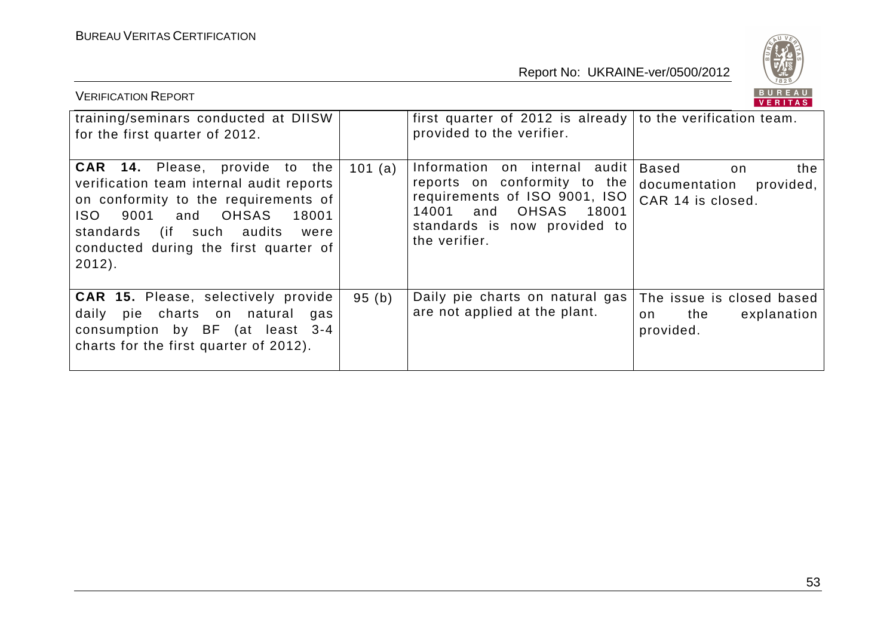| | | | |
|---|---|---|---|
| training/seminars conducted at DIISW for the first quarter of 2012. | | first quarter of 2012 is already provided to the verifier. | to the verification team. |
| **CAR 14.** Please, provide to the verification team internal audit reports on conformity to the requirements of ISO 9001 and OHSAS 18001 standards (if such audits were conducted during the first quarter of 2012). | 101 (a) | Information on internal audit reports on conformity to the requirements of ISO 9001, ISO 14001 and OHSAS 18001 standards is now provided to the verifier. | Based on the documentation provided, CAR 14 is closed. |
| **CAR 15.** Please, selectively provide daily pie charts on natural gas consumption by BF (at least 3-4 charts for the first quarter of 2012). | 95 (b) | Daily pie charts on natural gas are not applied at the plant. | The issue is closed based on the explanation provided. |